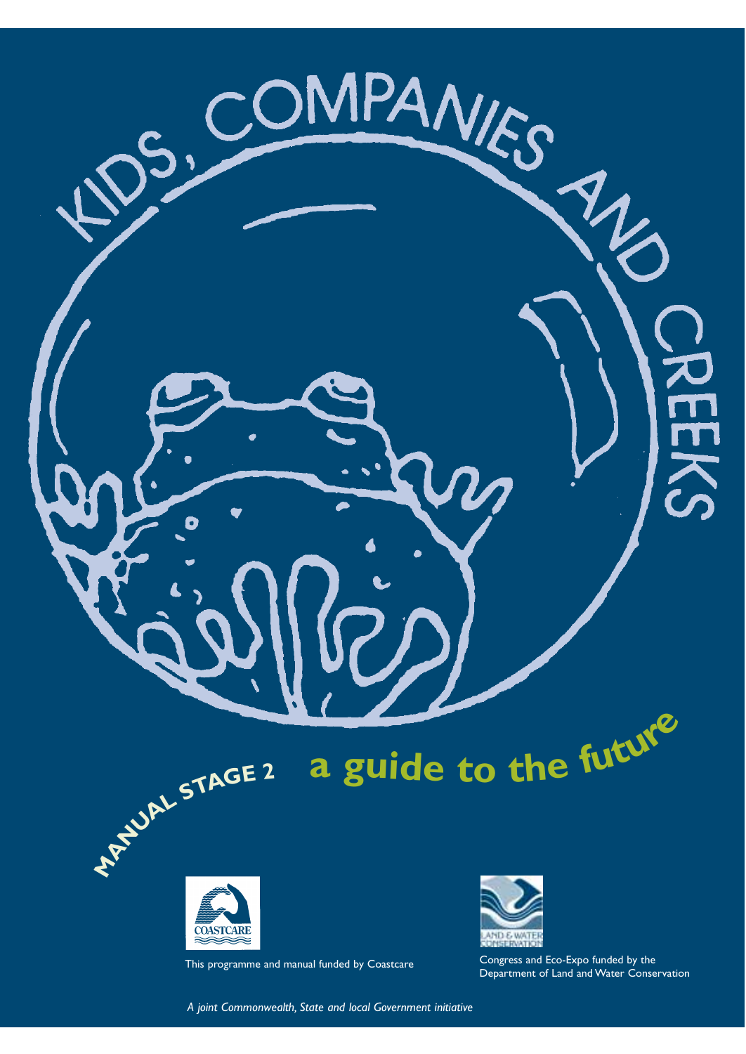# KIDS, COMPANIES AND CREEKS

**MANUAL STAGE 2** **a guide to the future**

COASTCARE

This programme and manual funded by Coastcare

LAND & WATER CONSERVATION

Congress and Eco-Expo funded by the Department of Land and Water Conservation

*A joint Commonwealth, State and local Government initiative*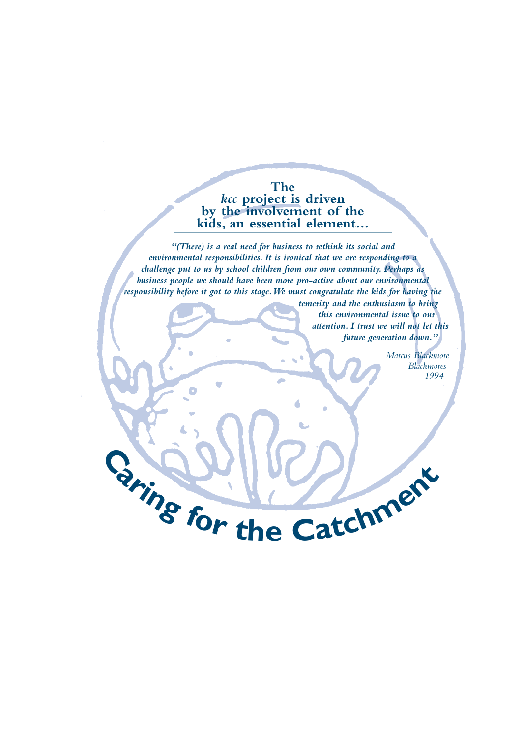## The *kcc* project is driven by the involvement of the kids, an essential element...

***"(There) is a real need for business to rethink its social and environmental responsibilities. It is ironical that we are responding to a challenge put to us by school children from our own community. Perhaps as business people we should have been more pro-active about our environmental responsibility before it got to this stage. We must congratulate the kids for having the temerity and the enthusiasm to bring this environmental issue to our attention. I trust we will not let this future generation down."***

*Marcus Blackmore*
*Blackmores*
*1994*

**Caring for the Catchment**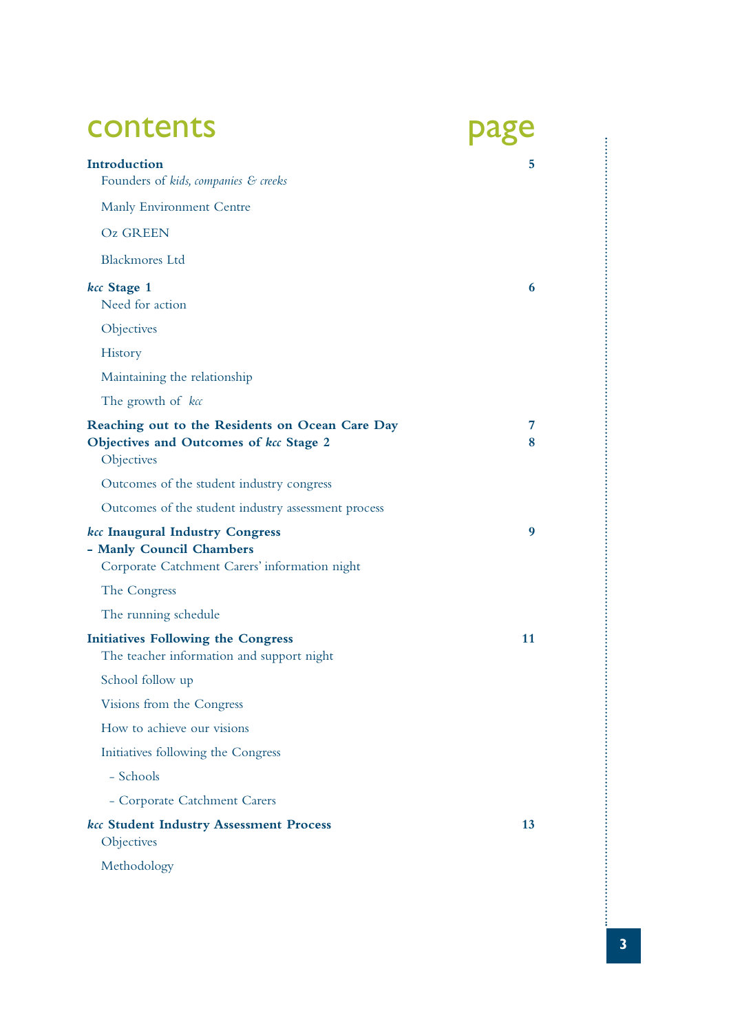# contents

| | page |
|---|---|
| **Introduction** | **5** |
| Founders of *kids, companies & creeks* | |
| Manly Environment Centre | |
| Oz GREEN | |
| Blackmores Ltd | |
| ***kcc* Stage 1** | **6** |
| Need for action | |
| Objectives | |
| History | |
| Maintaining the relationship | |
| The growth of *kcc* | |
| **Reaching out to the Residents on Ocean Care Day** | **7** |
| **Objectives and Outcomes of *kcc* Stage 2** | **8** |
| Objectives | |
| Outcomes of the student industry congress | |
| Outcomes of the student industry assessment process | |
| ***kcc* Inaugural Industry Congress - Manly Council Chambers** | **9** |
| Corporate Catchment Carers' information night | |
| The Congress | |
| The running schedule | |
| **Initiatives Following the Congress** | **11** |
| The teacher information and support night | |
| School follow up | |
| Visions from the Congress | |
| How to achieve our visions | |
| Initiatives following the Congress | |
| - Schools | |
| - Corporate Catchment Carers | |
| ***kcc* Student Industry Assessment Process** | **13** |
| Objectives | |
| Methodology | |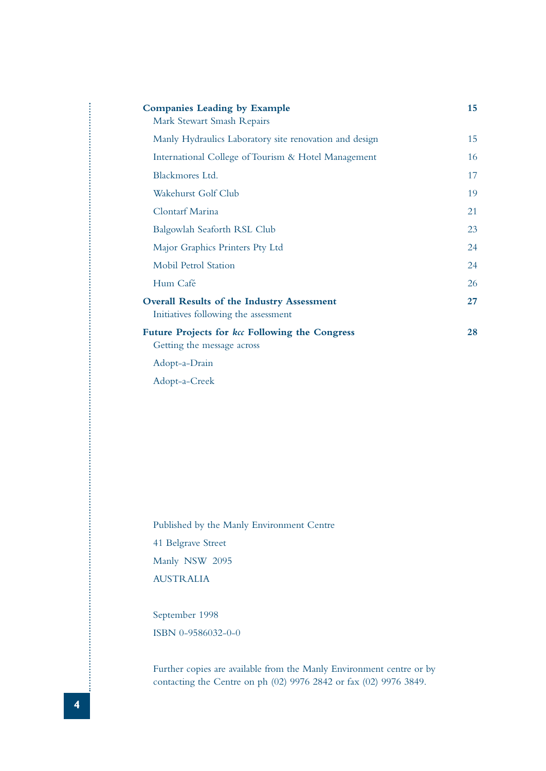**Companies Leading by Example** **15**

Mark Stewart Smash Repairs

Manly Hydraulics Laboratory site renovation and design 15

International College of Tourism & Hotel Management 16

Blackmores Ltd. 17

Wakehurst Golf Club 19

Clontarf Marina 21

Balgowlah Seaforth RSL Club 23

Major Graphics Printers Pty Ltd 24

Mobil Petrol Station 24

Hum Café 26

**Overall Results of the Industry Assessment** **27**

Initiatives following the assessment

**Future Projects for *kcc* Following the Congress** **28**

Getting the message across

Adopt-a-Drain

Adopt-a-Creek

Published by the Manly Environment Centre

41 Belgrave Street

Manly NSW 2095

AUSTRALIA

September 1998

ISBN 0-9586032-0-0

Further copies are available from the Manly Environment centre or by contacting the Centre on ph (02) 9976 2842 or fax (02) 9976 3849.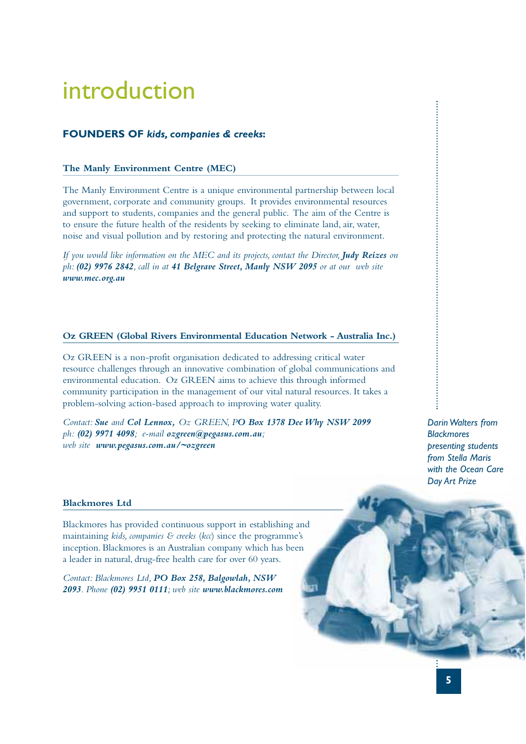# introduction

## FOUNDERS OF *kids, companies & creeks*:

### The Manly Environment Centre (MEC)

The Manly Environment Centre is a unique environmental partnership between local government, corporate and community groups. It provides environmental resources and support to students, companies and the general public. The aim of the Centre is to ensure the future health of the residents by seeking to eliminate land, air, water, noise and visual pollution and by restoring and protecting the natural environment.

*If you would like information on the MEC and its projects, contact the Director,* ***Judy Reizes*** *on ph:* ***(02) 9976 2842****, call in at* ***41 Belgrave Street, Manly NSW 2095*** *or at our web site* ***www.mec.org.au***

### Oz GREEN (Global Rivers Environmental Education Network - Australia Inc.)

Oz GREEN is a non-profit organisation dedicated to addressing critical water resource challenges through an innovative combination of global communications and environmental education. Oz GREEN aims to achieve this through informed community participation in the management of our vital natural resources. It takes a problem-solving action-based approach to improving water quality.

*Contact:* ***Sue*** *and* ***Col Lennox,*** *Oz GREEN, P****O Box 1378 Dee Why NSW 2099*** *ph:* ***(02) 9971 4098****; e-mail* ***ozgreen@pegasus.com.au****; web site* ***www.pegasus.com.au/~ozgreen***

*Darin Walters from Blackmores presenting students from Stella Maris with the Ocean Care Day Art Prize*

### Blackmores Ltd

Blackmores has provided continuous support in establishing and maintaining *kids, companies & creeks* (*kcc*) since the programme's inception. Blackmores is an Australian company which has been a leader in natural, drug-free health care for over 60 years.

*Contact: Blackmores Ltd,* ***PO Box 258, Balgowlah, NSW 2093****. Phone* ***(02) 9951 0111****; web site* ***www.blackmores.com***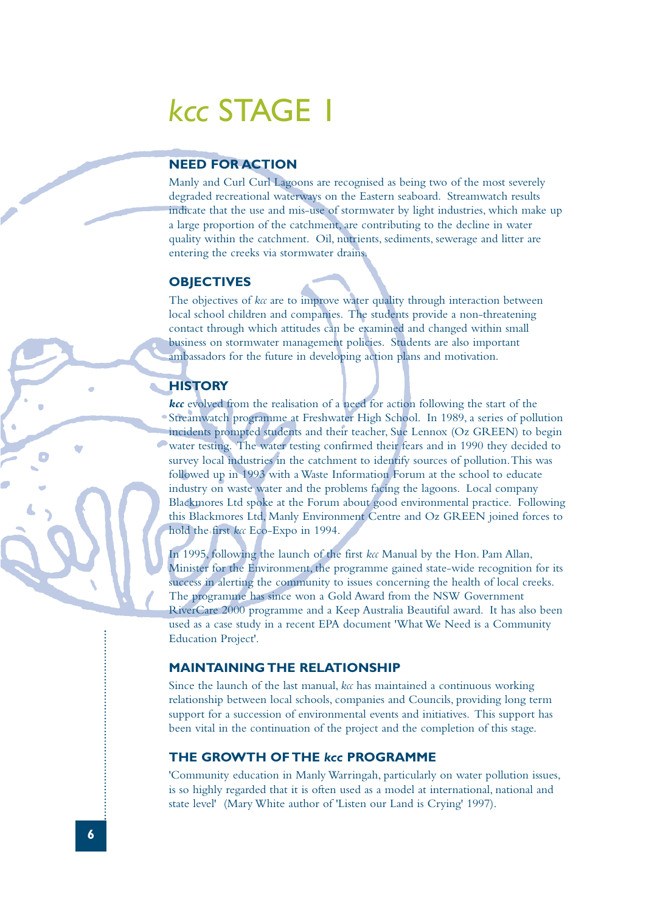# *kcc* STAGE 1

## NEED FOR ACTION

Manly and Curl Curl Lagoons are recognised as being two of the most severely degraded recreational waterways on the Eastern seaboard. Streamwatch results indicate that the use and mis-use of stormwater by light industries, which make up a large proportion of the catchment, are contributing to the decline in water quality within the catchment. Oil, nutrients, sediments, sewerage and litter are entering the creeks via stormwater drains.

## OBJECTIVES

The objectives of *kcc* are to improve water quality through interaction between local school children and companies. The students provide a non-threatening contact through which attitudes can be examined and changed within small business on stormwater management policies. Students are also important ambassadors for the future in developing action plans and motivation.

## HISTORY

***kcc*** evolved from the realisation of a need for action following the start of the Streamwatch programme at Freshwater High School. In 1989, a series of pollution incidents prompted students and their teacher, Sue Lennox (Oz GREEN) to begin water testing. The water testing confirmed their fears and in 1990 they decided to survey local industries in the catchment to identify sources of pollution. This was followed up in 1993 with a Waste Information Forum at the school to educate industry on waste water and the problems facing the lagoons. Local company Blackmores Ltd spoke at the Forum about good environmental practice. Following this Blackmores Ltd, Manly Environment Centre and Oz GREEN joined forces to hold the first *kcc* Eco-Expo in 1994.

In 1995, following the launch of the first *kcc* Manual by the Hon. Pam Allan, Minister for the Environment, the programme gained state-wide recognition for its success in alerting the community to issues concerning the health of local creeks. The programme has since won a Gold Award from the NSW Government RiverCare 2000 programme and a Keep Australia Beautiful award. It has also been used as a case study in a recent EPA document 'What We Need is a Community Education Project'.

## MAINTAINING THE RELATIONSHIP

Since the launch of the last manual, *kcc* has maintained a continuous working relationship between local schools, companies and Councils, providing long term support for a succession of environmental events and initiatives. This support has been vital in the continuation of the project and the completion of this stage.

## THE GROWTH OF THE *kcc* PROGRAMME

'Community education in Manly Warringah, particularly on water pollution issues, is so highly regarded that it is often used as a model at international, national and state level' (Mary White author of 'Listen our Land is Crying' 1997).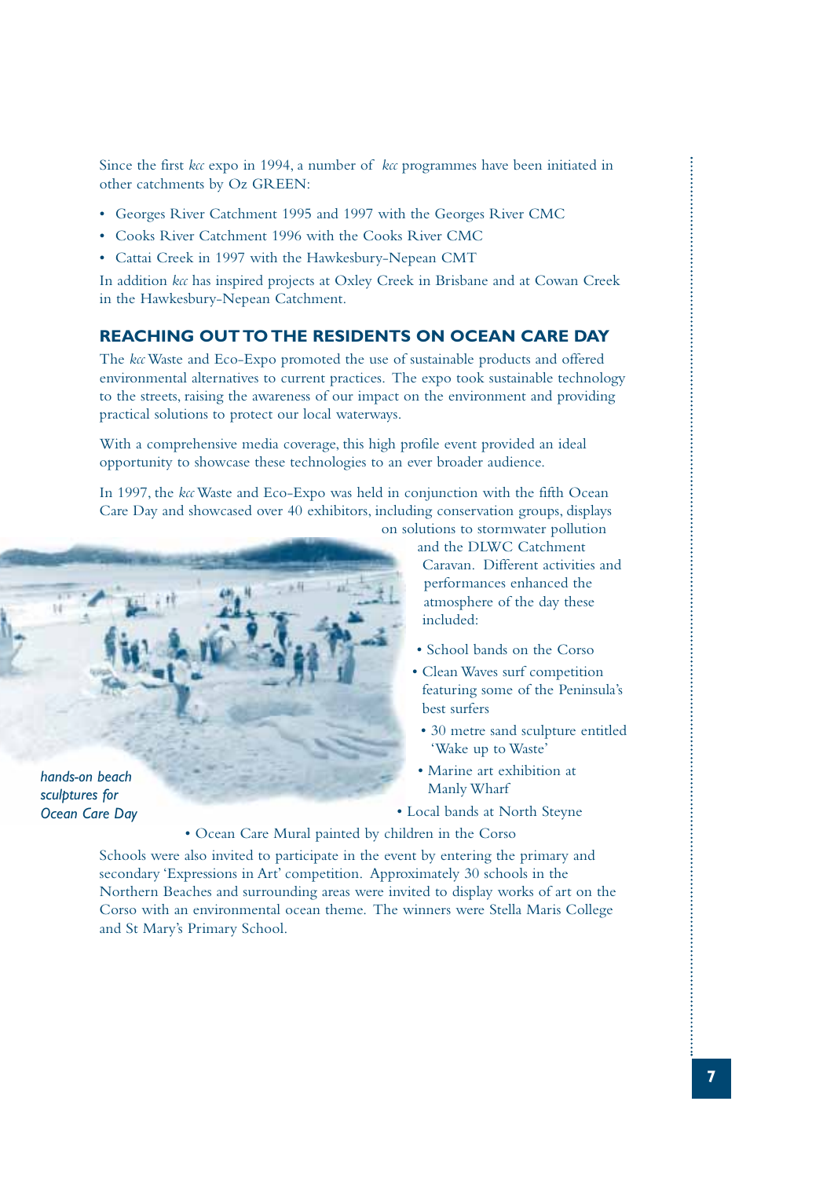Since the first *kcc* expo in 1994, a number of *kcc* programmes have been initiated in other catchments by Oz GREEN:

- Georges River Catchment 1995 and 1997 with the Georges River CMC
- Cooks River Catchment 1996 with the Cooks River CMC
- Cattai Creek in 1997 with the Hawkesbury-Nepean CMT

In addition *kcc* has inspired projects at Oxley Creek in Brisbane and at Cowan Creek in the Hawkesbury-Nepean Catchment.

## REACHING OUT TO THE RESIDENTS ON OCEAN CARE DAY

The *kcc* Waste and Eco-Expo promoted the use of sustainable products and offered environmental alternatives to current practices. The expo took sustainable technology to the streets, raising the awareness of our impact on the environment and providing practical solutions to protect our local waterways.

With a comprehensive media coverage, this high profile event provided an ideal opportunity to showcase these technologies to an ever broader audience.

In 1997, the *kcc* Waste and Eco-Expo was held in conjunction with the fifth Ocean Care Day and showcased over 40 exhibitors, including conservation groups, displays on solutions to stormwater pollution and the DLWC Catchment Caravan. Different activities and performances enhanced the atmosphere of the day these included:

- School bands on the Corso
- Clean Waves surf competition featuring some of the Peninsula's best surfers
- 30 metre sand sculpture entitled 'Wake up to Waste'
- Marine art exhibition at Manly Wharf
- Local bands at North Steyne
- Ocean Care Mural painted by children in the Corso

*hands-on beach sculptures for Ocean Care Day*

Schools were also invited to participate in the event by entering the primary and secondary 'Expressions in Art' competition. Approximately 30 schools in the Northern Beaches and surrounding areas were invited to display works of art on the Corso with an environmental ocean theme. The winners were Stella Maris College and St Mary's Primary School.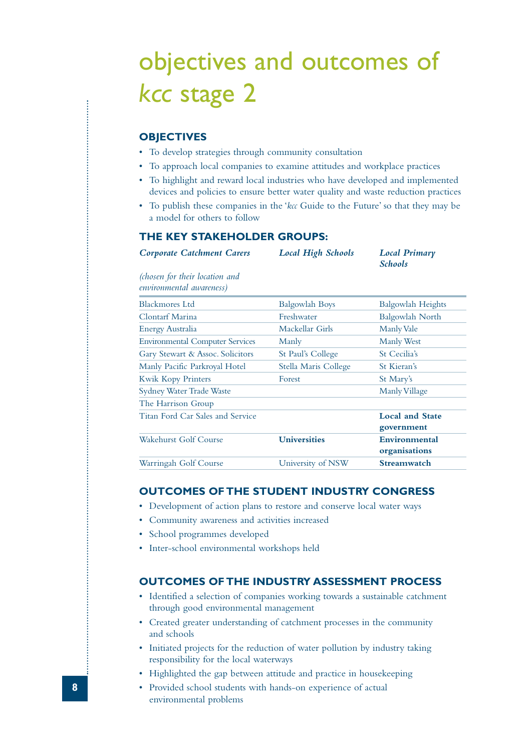# objectives and outcomes of *kcc* stage 2

## OBJECTIVES

- To develop strategies through community consultation
- To approach local companies to examine attitudes and workplace practices
- To highlight and reward local industries who have developed and implemented devices and policies to ensure better water quality and waste reduction practices
- To publish these companies in the '*kcc* Guide to the Future' so that they may be a model for others to follow

## THE KEY STAKEHOLDER GROUPS:

| *Corporate Catchment Carers* *(chosen for their location and environmental awareness)* | *Local High Schools* | *Local Primary Schools* |
|---|---|---|
| Blackmores Ltd | Balgowlah Boys | Balgowlah Heights |
| Clontarf Marina | Freshwater | Balgowlah North |
| Energy Australia | Mackellar Girls | Manly Vale |
| Environmental Computer Services | Manly | Manly West |
| Gary Stewart & Assoc. Solicitors | St Paul's College | St Cecilia's |
| Manly Pacific Parkroyal Hotel | Stella Maris College | St Kieran's |
| Kwik Kopy Printers | Forest | St Mary's |
| Sydney Water Trade Waste | | Manly Village |
| The Harrison Group | | |
| Titan Ford Car Sales and Service | | **Local and State government** |
| Wakehurst Golf Course | **Universities** | **Environmental organisations** |
| Warringah Golf Course | University of NSW | **Streamwatch** |

## OUTCOMES OF THE STUDENT INDUSTRY CONGRESS

- Development of action plans to restore and conserve local water ways
- Community awareness and activities increased
- School programmes developed
- Inter-school environmental workshops held

## OUTCOMES OF THE INDUSTRY ASSESSMENT PROCESS

- Identified a selection of companies working towards a sustainable catchment through good environmental management
- Created greater understanding of catchment processes in the community and schools
- Initiated projects for the reduction of water pollution by industry taking responsibility for the local waterways
- Highlighted the gap between attitude and practice in housekeeping
- Provided school students with hands-on experience of actual environmental problems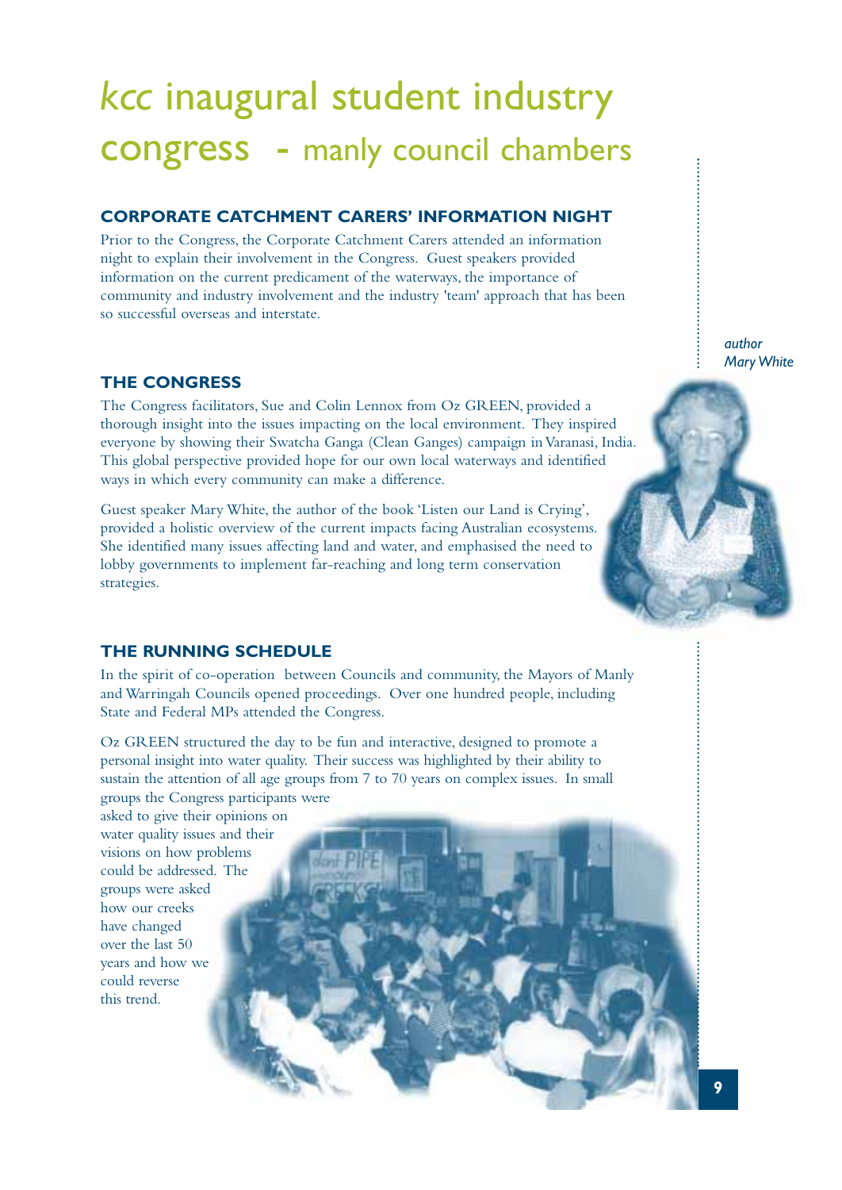# *kcc* inaugural student industry congress - manly council chambers

## CORPORATE CATCHMENT CARERS' INFORMATION NIGHT

Prior to the Congress, the Corporate Catchment Carers attended an information night to explain their involvement in the Congress. Guest speakers provided information on the current predicament of the waterways, the importance of community and industry involvement and the industry 'team' approach that has been so successful overseas and interstate.

*author Mary White*

## THE CONGRESS

The Congress facilitators, Sue and Colin Lennox from Oz GREEN, provided a thorough insight into the issues impacting on the local environment. They inspired everyone by showing their Swatcha Ganga (Clean Ganges) campaign in Varanasi, India. This global perspective provided hope for our own local waterways and identified ways in which every community can make a difference.

Guest speaker Mary White, the author of the book 'Listen our Land is Crying', provided a holistic overview of the current impacts facing Australian ecosystems. She identified many issues affecting land and water, and emphasised the need to lobby governments to implement far-reaching and long term conservation strategies.

## THE RUNNING SCHEDULE

In the spirit of co-operation between Councils and community, the Mayors of Manly and Warringah Councils opened proceedings. Over one hundred people, including State and Federal MPs attended the Congress.

Oz GREEN structured the day to be fun and interactive, designed to promote a personal insight into water quality. Their success was highlighted by their ability to sustain the attention of all age groups from 7 to 70 years on complex issues. In small groups the Congress participants were asked to give their opinions on water quality issues and their visions on how problems could be addressed. The groups were asked how our creeks have changed over the last 50 years and how we could reverse this trend.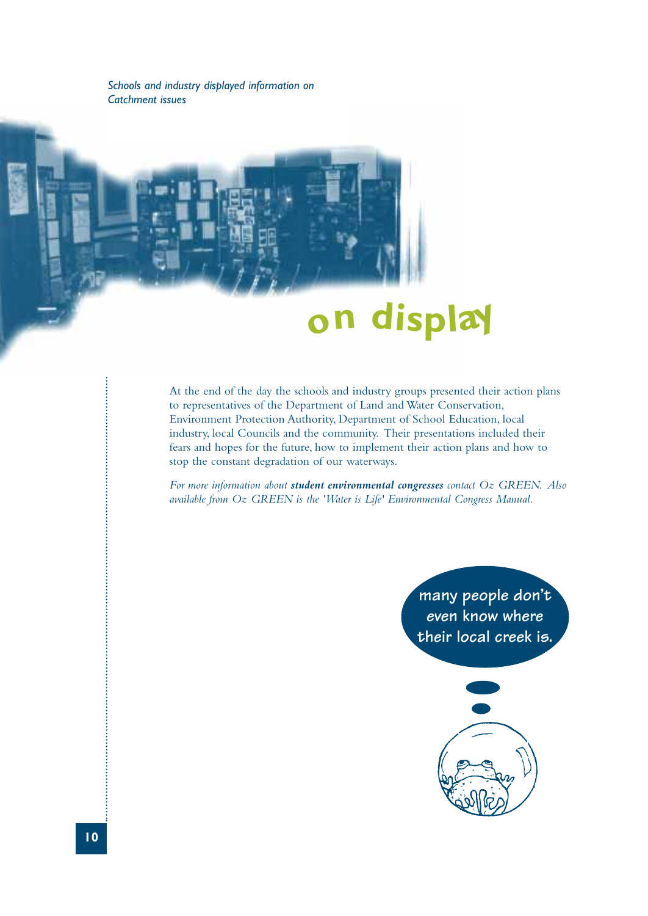*Schools and industry displayed information on Catchment issues*

# on display

At the end of the day the schools and industry groups presented their action plans to representatives of the Department of Land and Water Conservation, Environment Protection Authority, Department of School Education, local industry, local Councils and the community. Their presentations included their fears and hopes for the future, how to implement their action plans and how to stop the constant degradation of our waterways.

*For more information about **student environmental congresses** contact Oz GREEN. Also available from Oz GREEN is the 'Water is Life' Environmental Congress Manual.*

many people don't even know where their local creek is.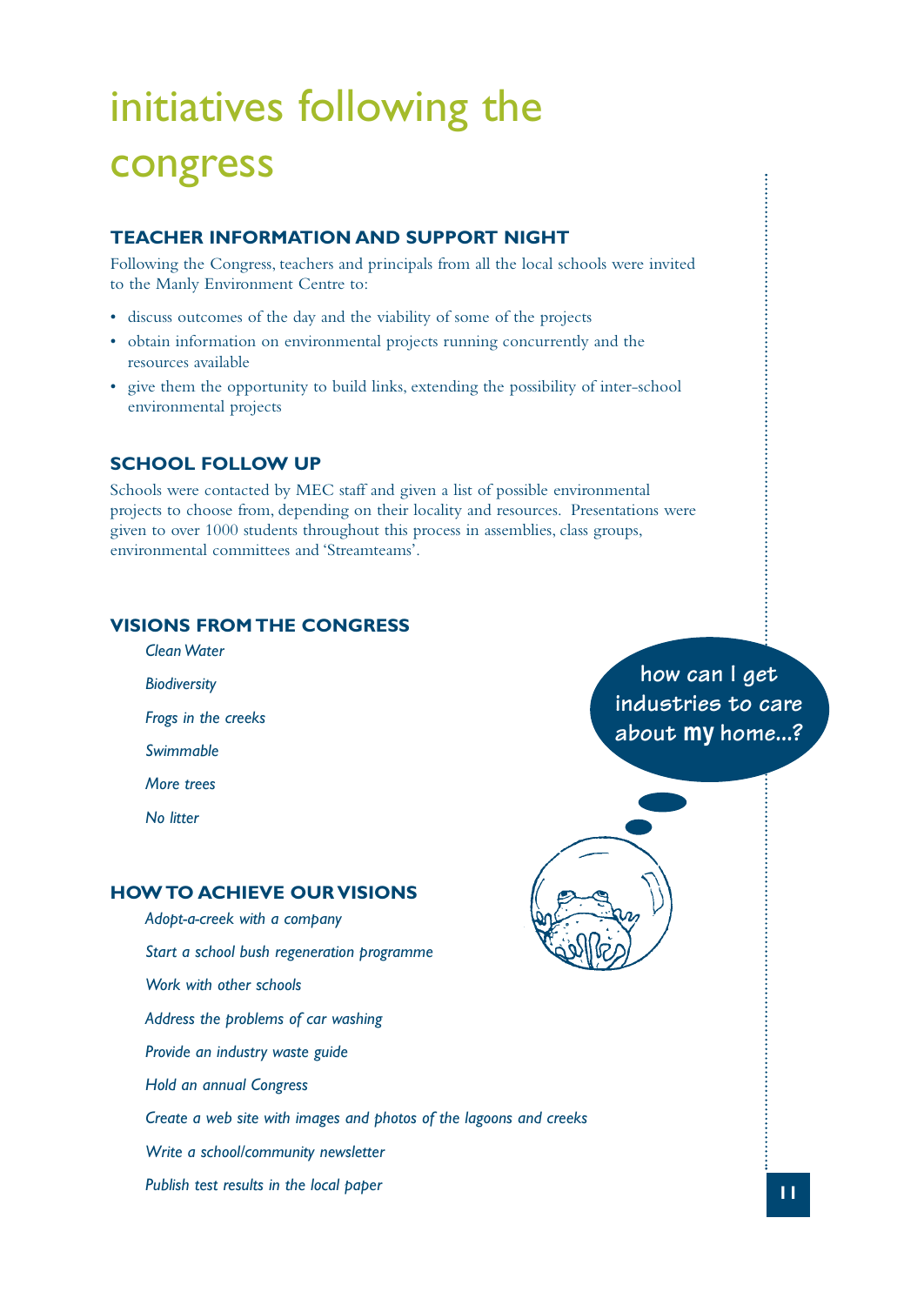# initiatives following the congress

## TEACHER INFORMATION AND SUPPORT NIGHT

Following the Congress, teachers and principals from all the local schools were invited to the Manly Environment Centre to:

- discuss outcomes of the day and the viability of some of the projects
- obtain information on environmental projects running concurrently and the resources available
- give them the opportunity to build links, extending the possibility of inter-school environmental projects

## SCHOOL FOLLOW UP

Schools were contacted by MEC staff and given a list of possible environmental projects to choose from, depending on their locality and resources. Presentations were given to over 1000 students throughout this process in assemblies, class groups, environmental committees and 'Streamteams'.

## VISIONS FROM THE CONGRESS

*Clean Water*

*Biodiversity*

*Frogs in the creeks*

*Swimmable*

*More trees*

*No litter*

how can I get industries to care about **my** home...?

## HOW TO ACHIEVE OUR VISIONS

*Adopt-a-creek with a company*

*Start a school bush regeneration programme*

*Work with other schools*

*Address the problems of car washing*

*Provide an industry waste guide*

*Hold an annual Congress*

*Create a web site with images and photos of the lagoons and creeks*

*Write a school/community newsletter*

*Publish test results in the local paper*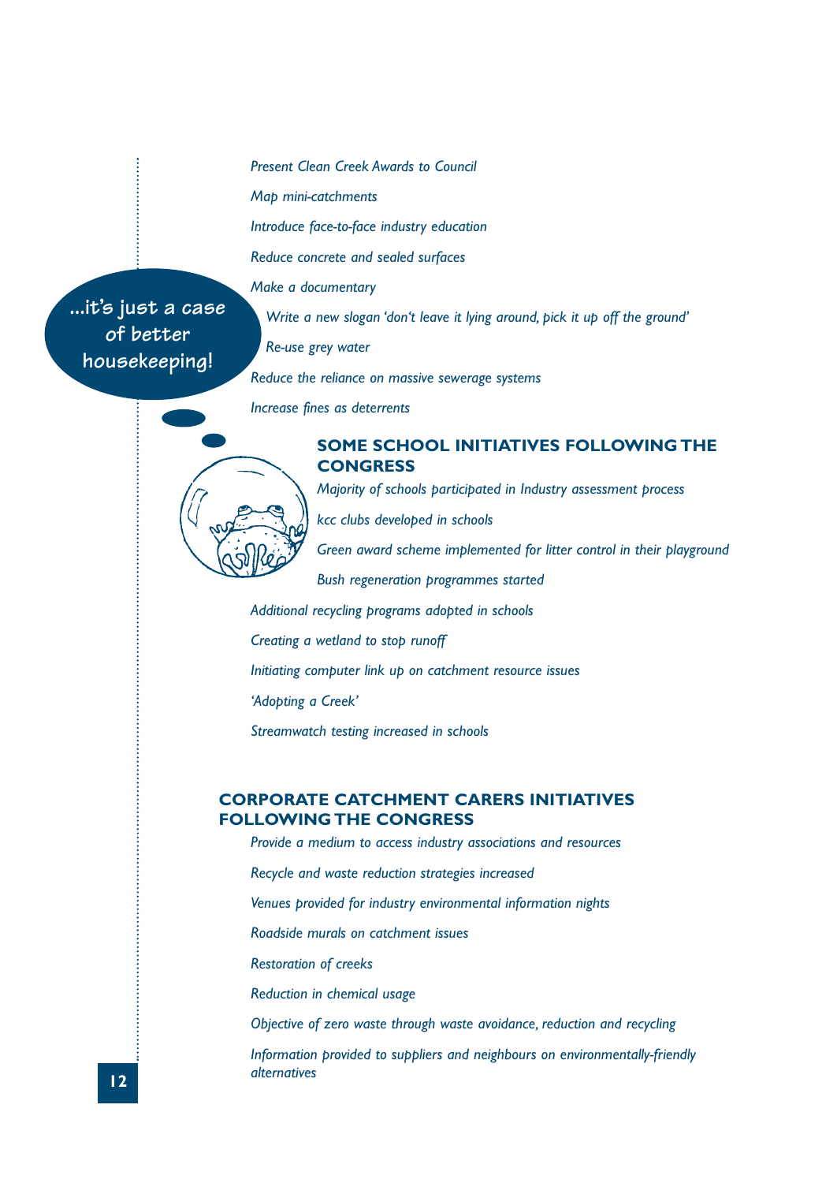*Present Clean Creek Awards to Council*

*Map mini-catchments*

*Introduce face-to-face industry education*

*Reduce concrete and sealed surfaces*

*Make a documentary*

*Write a new slogan 'don't leave it lying around, pick it up off the ground'*

*Re-use grey water*

*Reduce the reliance on massive sewerage systems*

*Increase fines as deterrents*

**...it's just a case of better housekeeping!**

## SOME SCHOOL INITIATIVES FOLLOWING THE CONGRESS

*Majority of schools participated in Industry assessment process*

*kcc clubs developed in schools*

*Green award scheme implemented for litter control in their playground*

*Bush regeneration programmes started*

*Additional recycling programs adopted in schools*

*Creating a wetland to stop runoff*

*Initiating computer link up on catchment resource issues*

*'Adopting a Creek'*

*Streamwatch testing increased in schools*

## CORPORATE CATCHMENT CARERS INITIATIVES FOLLOWING THE CONGRESS

*Provide a medium to access industry associations and resources*

*Recycle and waste reduction strategies increased*

*Venues provided for industry environmental information nights*

*Roadside murals on catchment issues*

*Restoration of creeks*

*Reduction in chemical usage*

*Objective of zero waste through waste avoidance, reduction and recycling*

*Information provided to suppliers and neighbours on environmentally-friendly alternatives*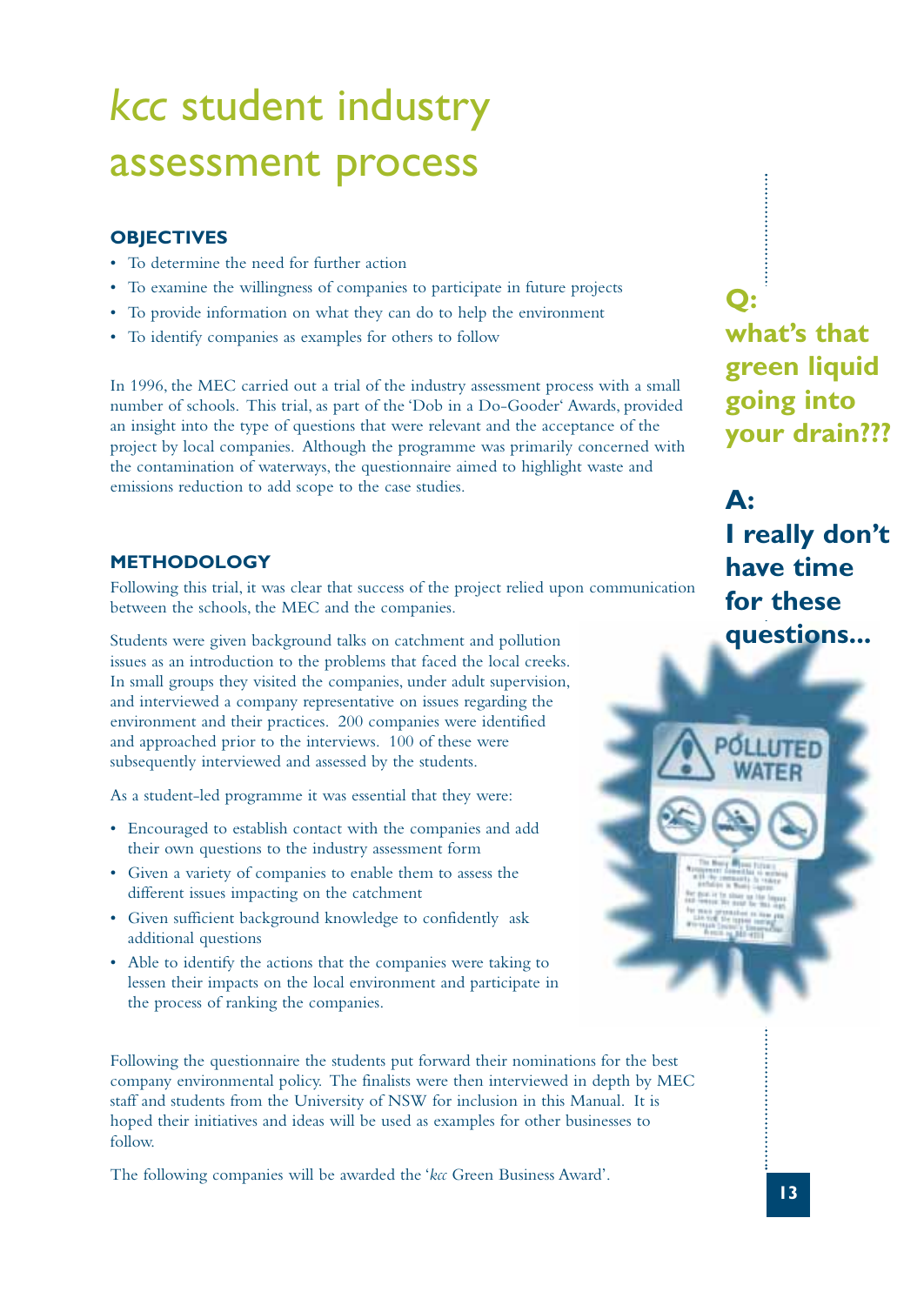# *kcc* student industry assessment process

### OBJECTIVES

- To determine the need for further action
- To examine the willingness of companies to participate in future projects
- To provide information on what they can do to help the environment
- To identify companies as examples for others to follow

In 1996, the MEC carried out a trial of the industry assessment process with a small number of schools. This trial, as part of the 'Dob in a Do-Gooder' Awards, provided an insight into the type of questions that were relevant and the acceptance of the project by local companies. Although the programme was primarily concerned with the contamination of waterways, the questionnaire aimed to highlight waste and emissions reduction to add scope to the case studies.

**Q: what's that green liquid going into your drain???**

**A: I really don't have time for these questions...**

### METHODOLOGY

Following this trial, it was clear that success of the project relied upon communication between the schools, the MEC and the companies.

Students were given background talks on catchment and pollution issues as an introduction to the problems that faced the local creeks. In small groups they visited the companies, under adult supervision, and interviewed a company representative on issues regarding the environment and their practices. 200 companies were identified and approached prior to the interviews. 100 of these were subsequently interviewed and assessed by the students.

As a student-led programme it was essential that they were:

- Encouraged to establish contact with the companies and add their own questions to the industry assessment form
- Given a variety of companies to enable them to assess the different issues impacting on the catchment
- Given sufficient background knowledge to confidently ask additional questions
- Able to identify the actions that the companies were taking to lessen their impacts on the local environment and participate in the process of ranking the companies.

Following the questionnaire the students put forward their nominations for the best company environmental policy. The finalists were then interviewed in depth by MEC staff and students from the University of NSW for inclusion in this Manual. It is hoped their initiatives and ideas will be used as examples for other businesses to follow.

The following companies will be awarded the '*kcc* Green Business Award'.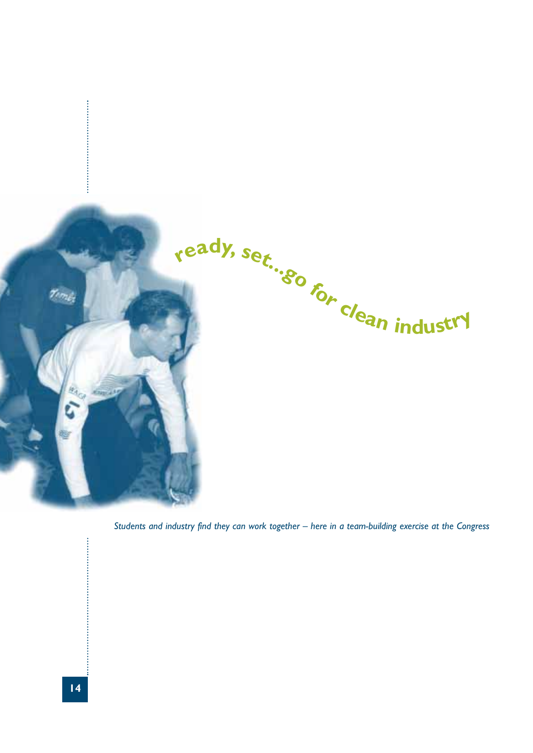# ready, set…go for clean industry

*Students and industry find they can work together – here in a team-building exercise at the Congress*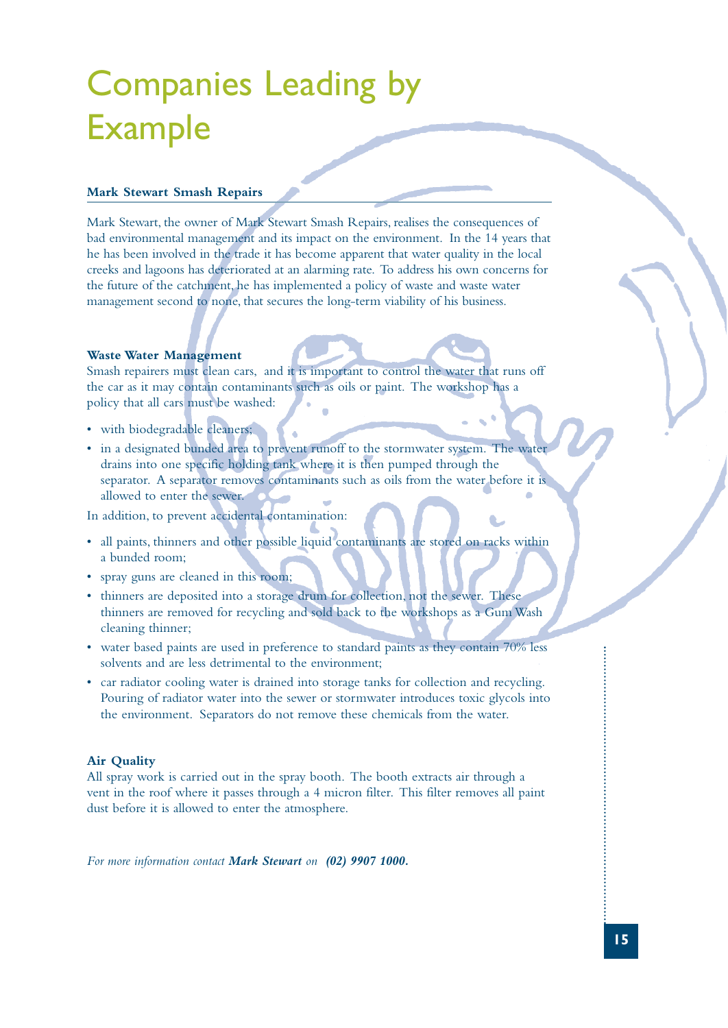# Companies Leading by Example

## Mark Stewart Smash Repairs

Mark Stewart, the owner of Mark Stewart Smash Repairs, realises the consequences of bad environmental management and its impact on the environment. In the 14 years that he has been involved in the trade it has become apparent that water quality in the local creeks and lagoons has deteriorated at an alarming rate. To address his own concerns for the future of the catchment, he has implemented a policy of waste and waste water management second to none, that secures the long-term viability of his business.

### Waste Water Management

Smash repairers must clean cars, and it is important to control the water that runs off the car as it may contain contaminants such as oils or paint. The workshop has a policy that all cars must be washed:

- with biodegradable cleaners;
- in a designated bunded area to prevent runoff to the stormwater system. The water drains into one specific holding tank where it is then pumped through the separator. A separator removes contaminants such as oils from the water before it is allowed to enter the sewer.

In addition, to prevent accidental contamination:

- all paints, thinners and other possible liquid contaminants are stored on racks within a bunded room;
- spray guns are cleaned in this room;
- thinners are deposited into a storage drum for collection, not the sewer. These thinners are removed for recycling and sold back to the workshops as a Gum Wash cleaning thinner;
- water based paints are used in preference to standard paints as they contain 70% less solvents and are less detrimental to the environment;
- car radiator cooling water is drained into storage tanks for collection and recycling. Pouring of radiator water into the sewer or stormwater introduces toxic glycols into the environment. Separators do not remove these chemicals from the water.

### Air Quality

All spray work is carried out in the spray booth. The booth extracts air through a vent in the roof where it passes through a 4 micron filter. This filter removes all paint dust before it is allowed to enter the atmosphere.

*For more information contact **Mark Stewart** on **(02) 9907 1000.***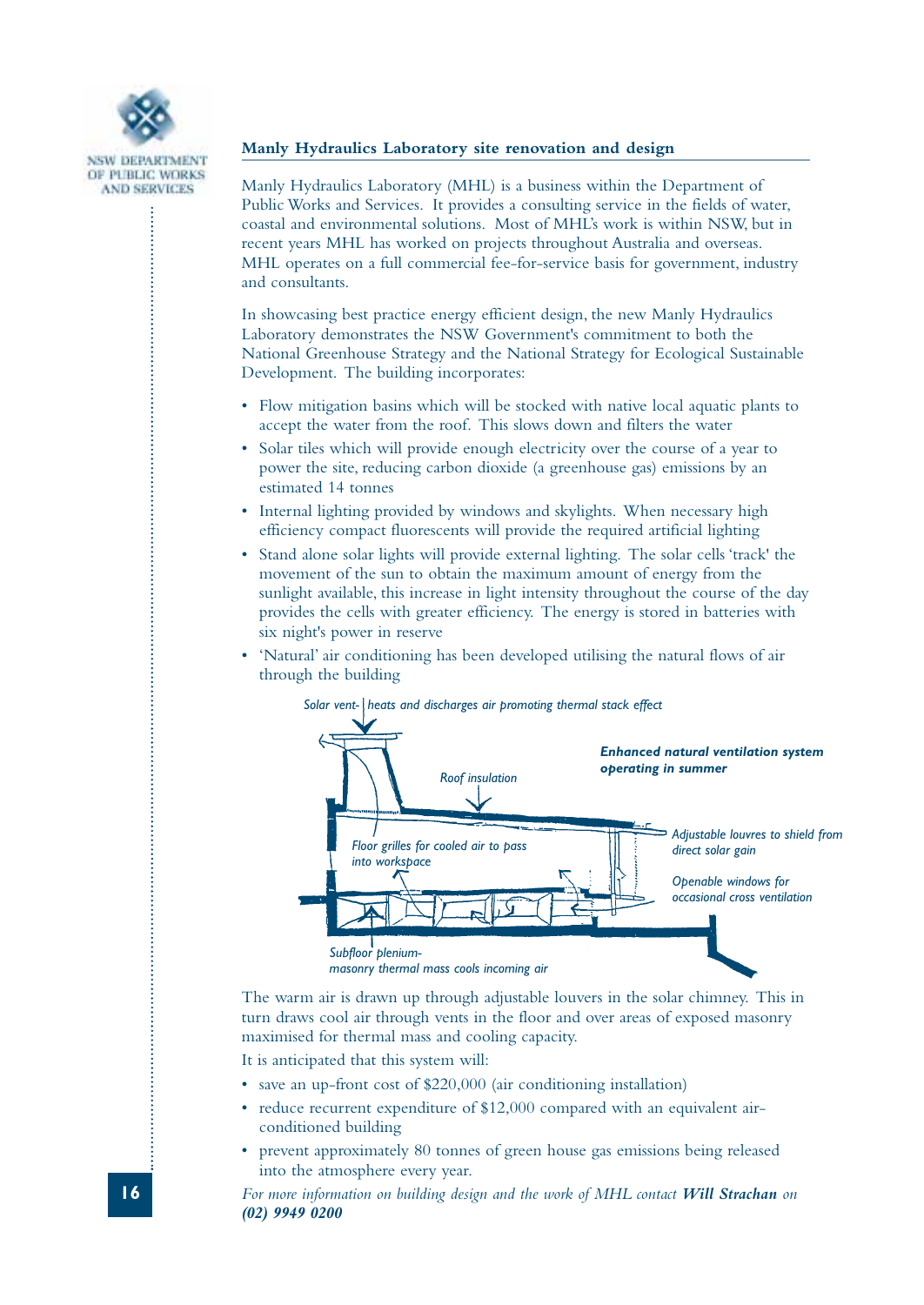## Manly Hydraulics Laboratory site renovation and design

Manly Hydraulics Laboratory (MHL) is a business within the Department of Public Works and Services. It provides a consulting service in the fields of water, coastal and environmental solutions. Most of MHL's work is within NSW, but in recent years MHL has worked on projects throughout Australia and overseas. MHL operates on a full commercial fee-for-service basis for government, industry and consultants.

In showcasing best practice energy efficient design, the new Manly Hydraulics Laboratory demonstrates the NSW Government's commitment to both the National Greenhouse Strategy and the National Strategy for Ecological Sustainable Development. The building incorporates:

- Flow mitigation basins which will be stocked with native local aquatic plants to accept the water from the roof. This slows down and filters the water
- Solar tiles which will provide enough electricity over the course of a year to power the site, reducing carbon dioxide (a greenhouse gas) emissions by an estimated 14 tonnes
- Internal lighting provided by windows and skylights. When necessary high efficiency compact fluorescents will provide the required artificial lighting
- Stand alone solar lights will provide external lighting. The solar cells 'track' the movement of the sun to obtain the maximum amount of energy from the sunlight available, this increase in light intensity throughout the course of the day provides the cells with greater efficiency. The energy is stored in batteries with six night's power in reserve
- 'Natural' air conditioning has been developed utilising the natural flows of air through the building

*Solar vent- heats and discharges air promoting thermal stack effect*

***Enhanced natural ventilation system operating in summer***

*Roof insulation*

*Adjustable louvres to shield from direct solar gain*

*Floor grilles for cooled air to pass into workspace*

*Openable windows for occasional cross ventilation*

*Subfloor plenum- masonry thermal mass cools incoming air*

The warm air is drawn up through adjustable louvers in the solar chimney. This in turn draws cool air through vents in the floor and over areas of exposed masonry maximised for thermal mass and cooling capacity.

It is anticipated that this system will:

- save an up-front cost of $220,000 (air conditioning installation)
- reduce recurrent expenditure of $12,000 compared with an equivalent air-conditioned building
- prevent approximately 80 tonnes of green house gas emissions being released into the atmosphere every year.

*For more information on building design and the work of MHL contact* ***Will Strachan*** *on* ***(02) 9949 0200***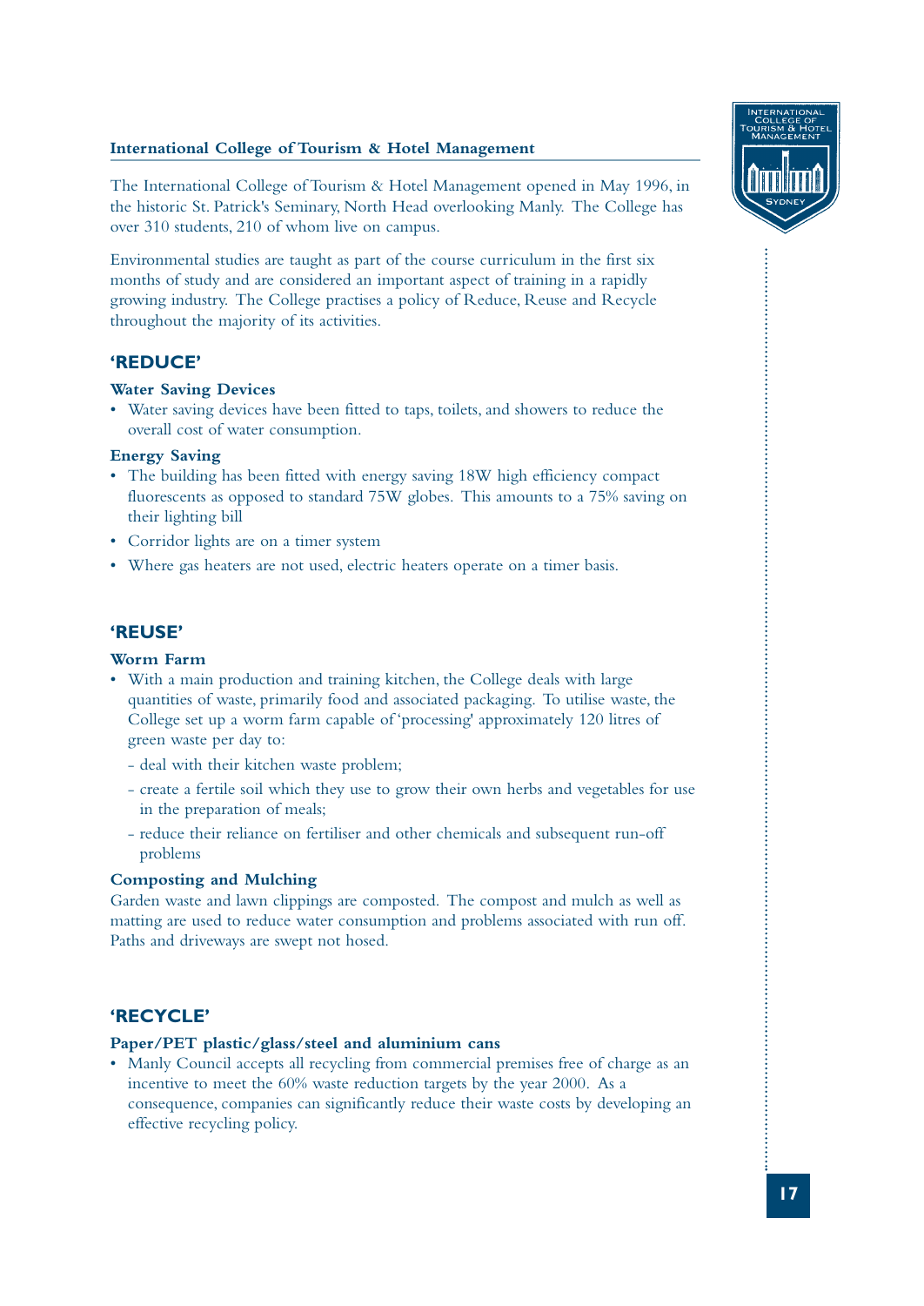### International College of Tourism & Hotel Management

The International College of Tourism & Hotel Management opened in May 1996, in the historic St. Patrick's Seminary, North Head overlooking Manly. The College has over 310 students, 210 of whom live on campus.

Environmental studies are taught as part of the course curriculum in the first six months of study and are considered an important aspect of training in a rapidly growing industry. The College practises a policy of Reduce, Reuse and Recycle throughout the majority of its activities.

## 'REDUCE'

**Water Saving Devices**

- Water saving devices have been fitted to taps, toilets, and showers to reduce the overall cost of water consumption.

**Energy Saving**

- The building has been fitted with energy saving 18W high efficiency compact fluorescents as opposed to standard 75W globes. This amounts to a 75% saving on their lighting bill
- Corridor lights are on a timer system
- Where gas heaters are not used, electric heaters operate on a timer basis.

## 'REUSE'

**Worm Farm**

- With a main production and training kitchen, the College deals with large quantities of waste, primarily food and associated packaging. To utilise waste, the College set up a worm farm capable of 'processing' approximately 120 litres of green waste per day to:
  - deal with their kitchen waste problem;
  - create a fertile soil which they use to grow their own herbs and vegetables for use in the preparation of meals;
  - reduce their reliance on fertiliser and other chemicals and subsequent run-off problems

**Composting and Mulching**

Garden waste and lawn clippings are composted. The compost and mulch as well as matting are used to reduce water consumption and problems associated with run off. Paths and driveways are swept not hosed.

## 'RECYCLE'

**Paper/PET plastic/glass/steel and aluminium cans**

- Manly Council accepts all recycling from commercial premises free of charge as an incentive to meet the 60% waste reduction targets by the year 2000. As a consequence, companies can significantly reduce their waste costs by developing an effective recycling policy.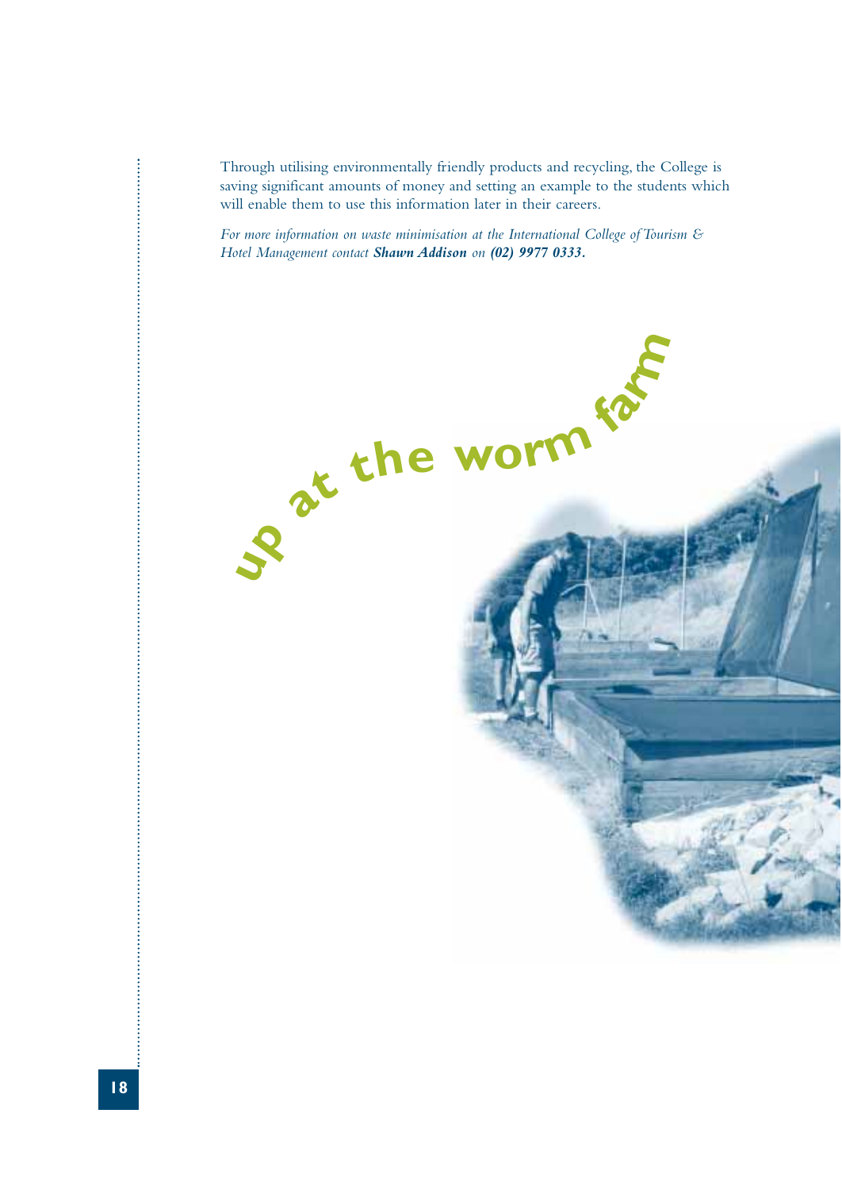Through utilising environmentally friendly products and recycling, the College is saving significant amounts of money and setting an example to the students which will enable them to use this information later in their careers.

*For more information on waste minimisation at the International College of Tourism & Hotel Management contact **Shawn Addison** on **(02) 9977 0333.***

## up at the worm farm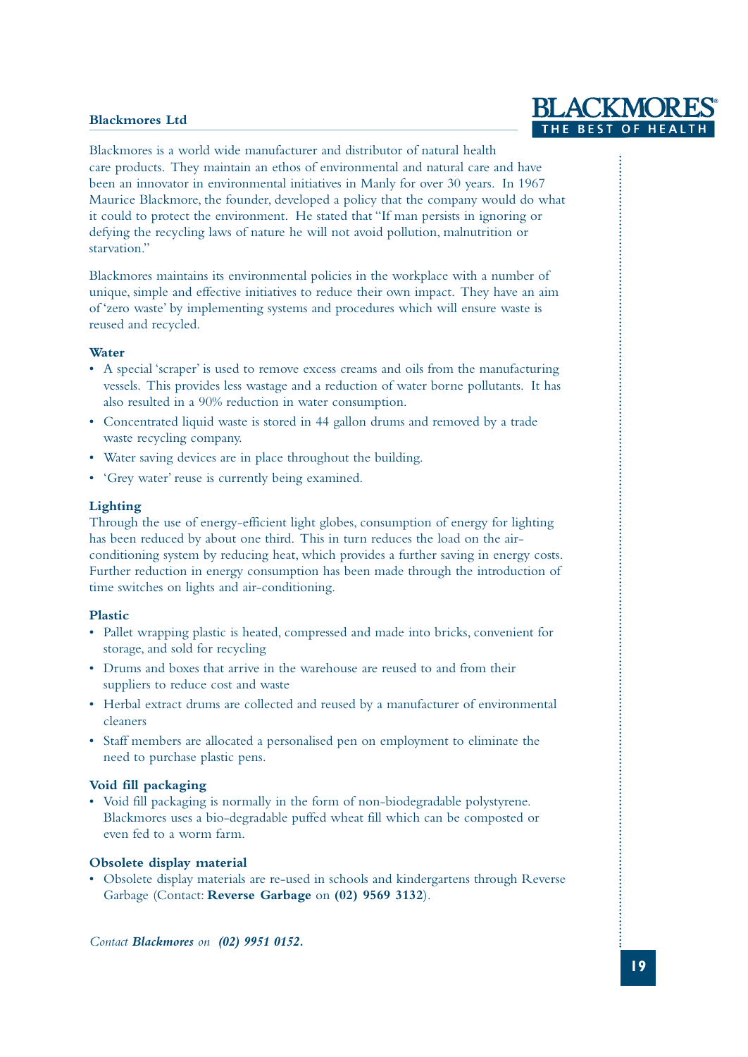## Blackmores Ltd

BLACKMORES® THE BEST OF HEALTH

Blackmores is a world wide manufacturer and distributor of natural health care products. They maintain an ethos of environmental and natural care and have been an innovator in environmental initiatives in Manly for over 30 years. In 1967 Maurice Blackmore, the founder, developed a policy that the company would do what it could to protect the environment. He stated that "If man persists in ignoring or defying the recycling laws of nature he will not avoid pollution, malnutrition or starvation."

Blackmores maintains its environmental policies in the workplace with a number of unique, simple and effective initiatives to reduce their own impact. They have an aim of 'zero waste' by implementing systems and procedures which will ensure waste is reused and recycled.

### Water

- A special 'scraper' is used to remove excess creams and oils from the manufacturing vessels. This provides less wastage and a reduction of water borne pollutants. It has also resulted in a 90% reduction in water consumption.
- Concentrated liquid waste is stored in 44 gallon drums and removed by a trade waste recycling company.
- Water saving devices are in place throughout the building.
- 'Grey water' reuse is currently being examined.

### Lighting

Through the use of energy-efficient light globes, consumption of energy for lighting has been reduced by about one third. This in turn reduces the load on the air-conditioning system by reducing heat, which provides a further saving in energy costs. Further reduction in energy consumption has been made through the introduction of time switches on lights and air-conditioning.

### Plastic

- Pallet wrapping plastic is heated, compressed and made into bricks, convenient for storage, and sold for recycling
- Drums and boxes that arrive in the warehouse are reused to and from their suppliers to reduce cost and waste
- Herbal extract drums are collected and reused by a manufacturer of environmental cleaners
- Staff members are allocated a personalised pen on employment to eliminate the need to purchase plastic pens.

### Void fill packaging

- Void fill packaging is normally in the form of non-biodegradable polystyrene. Blackmores uses a bio-degradable puffed wheat fill which can be composted or even fed to a worm farm.

### Obsolete display material

- Obsolete display materials are re-used in schools and kindergartens through Reverse Garbage (Contact: **Reverse Garbage** on **(02) 9569 3132**).

*Contact **Blackmores** on **(02) 9951 0152.***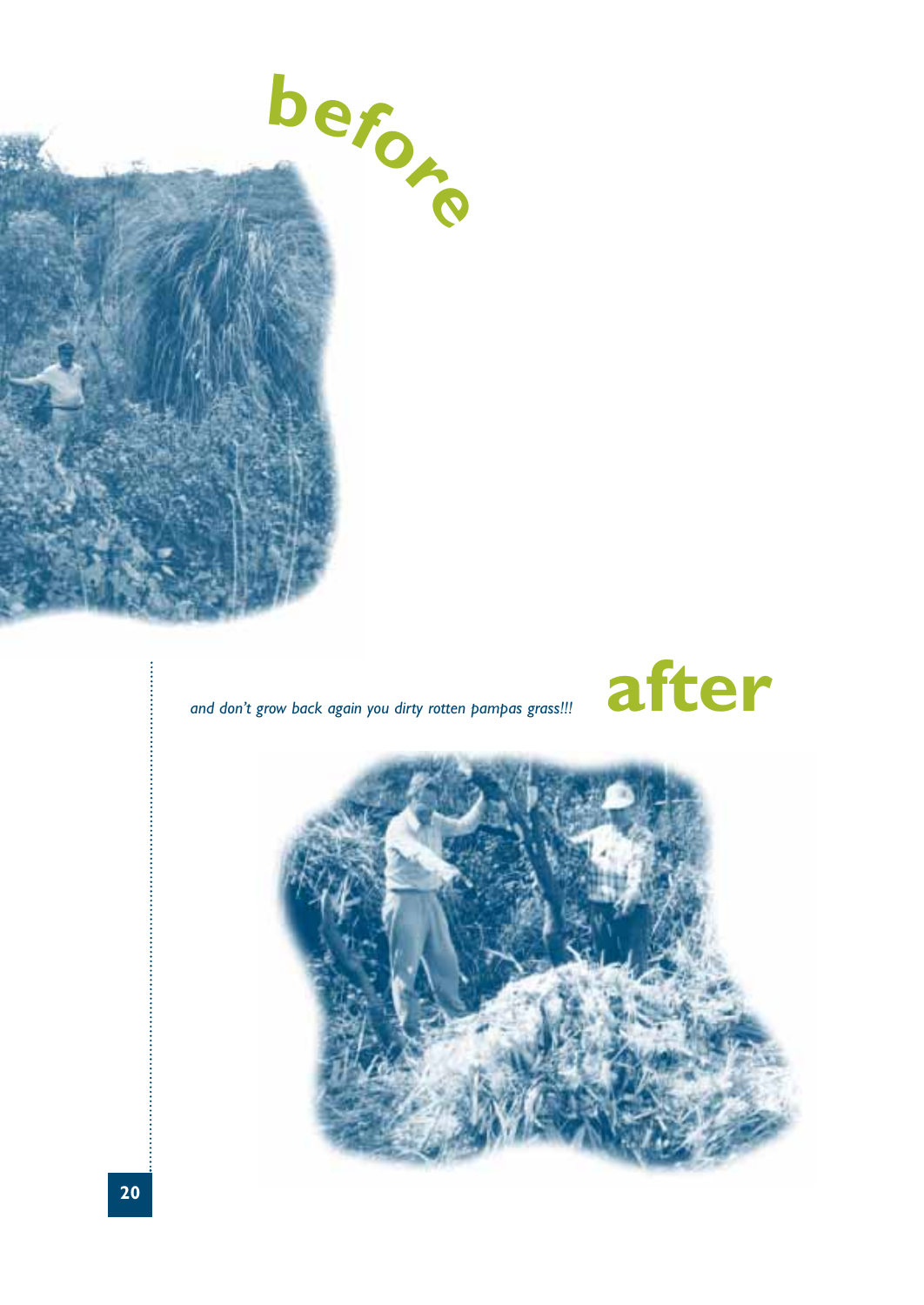before

after

*and don't grow back again you dirty rotten pampas grass!!!*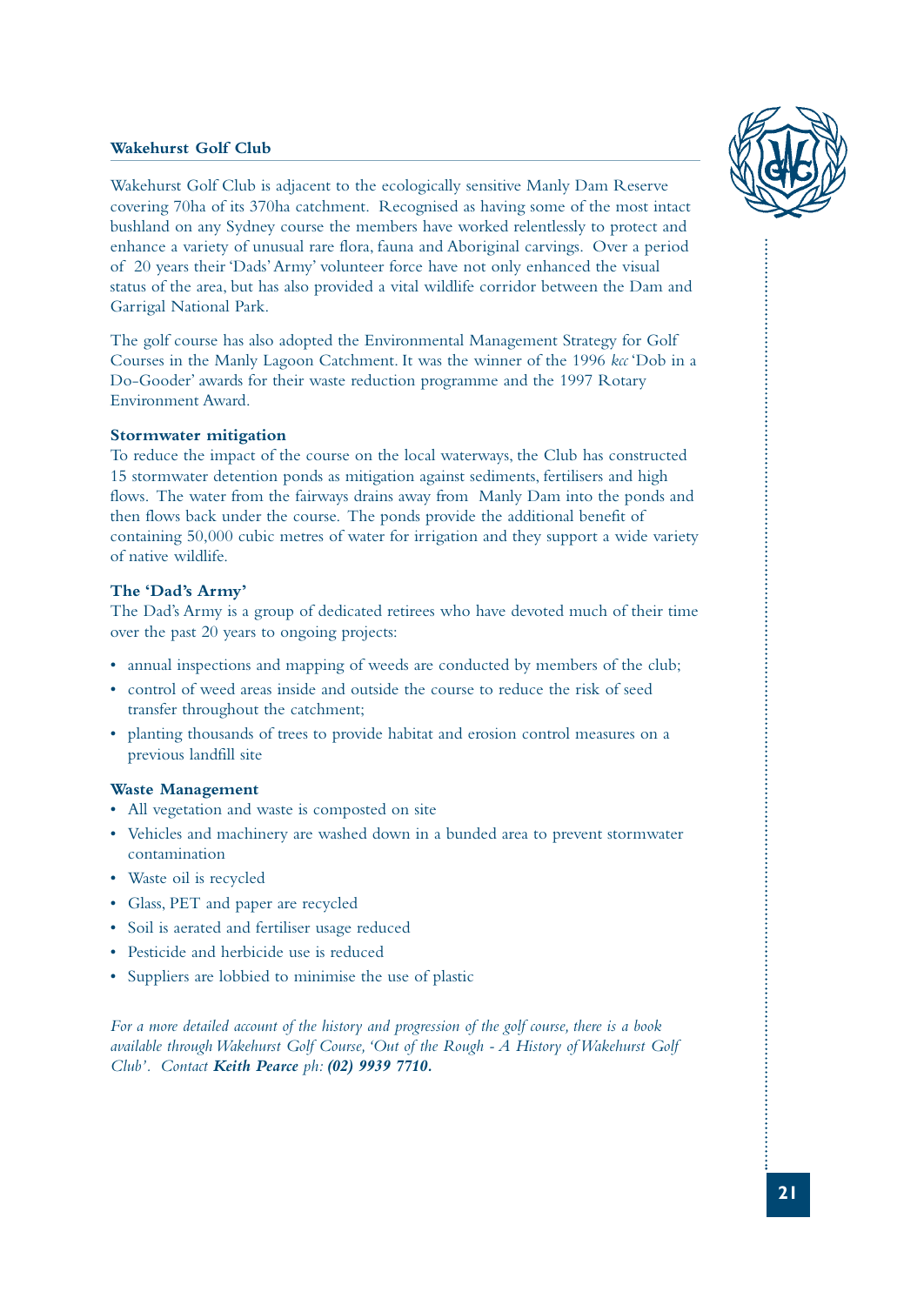## Wakehurst Golf Club

Wakehurst Golf Club is adjacent to the ecologically sensitive Manly Dam Reserve covering 70ha of its 370ha catchment. Recognised as having some of the most intact bushland on any Sydney course the members have worked relentlessly to protect and enhance a variety of unusual rare flora, fauna and Aboriginal carvings. Over a period of 20 years their 'Dads' Army' volunteer force have not only enhanced the visual status of the area, but has also provided a vital wildlife corridor between the Dam and Garrigal National Park.

The golf course has also adopted the Environmental Management Strategy for Golf Courses in the Manly Lagoon Catchment. It was the winner of the 1996 *kcc* 'Dob in a Do-Gooder' awards for their waste reduction programme and the 1997 Rotary Environment Award.

### Stormwater mitigation

To reduce the impact of the course on the local waterways, the Club has constructed 15 stormwater detention ponds as mitigation against sediments, fertilisers and high flows. The water from the fairways drains away from Manly Dam into the ponds and then flows back under the course. The ponds provide the additional benefit of containing 50,000 cubic metres of water for irrigation and they support a wide variety of native wildlife.

### The 'Dad's Army'

The Dad's Army is a group of dedicated retirees who have devoted much of their time over the past 20 years to ongoing projects:

- annual inspections and mapping of weeds are conducted by members of the club;
- control of weed areas inside and outside the course to reduce the risk of seed transfer throughout the catchment;
- planting thousands of trees to provide habitat and erosion control measures on a previous landfill site

### Waste Management

- All vegetation and waste is composted on site
- Vehicles and machinery are washed down in a bunded area to prevent stormwater contamination
- Waste oil is recycled
- Glass, PET and paper are recycled
- Soil is aerated and fertiliser usage reduced
- Pesticide and herbicide use is reduced
- Suppliers are lobbied to minimise the use of plastic

*For a more detailed account of the history and progression of the golf course, there is a book available through Wakehurst Golf Course, 'Out of the Rough - A History of Wakehurst Golf Club'. Contact **Keith Pearce** ph: **(02) 9939 7710.***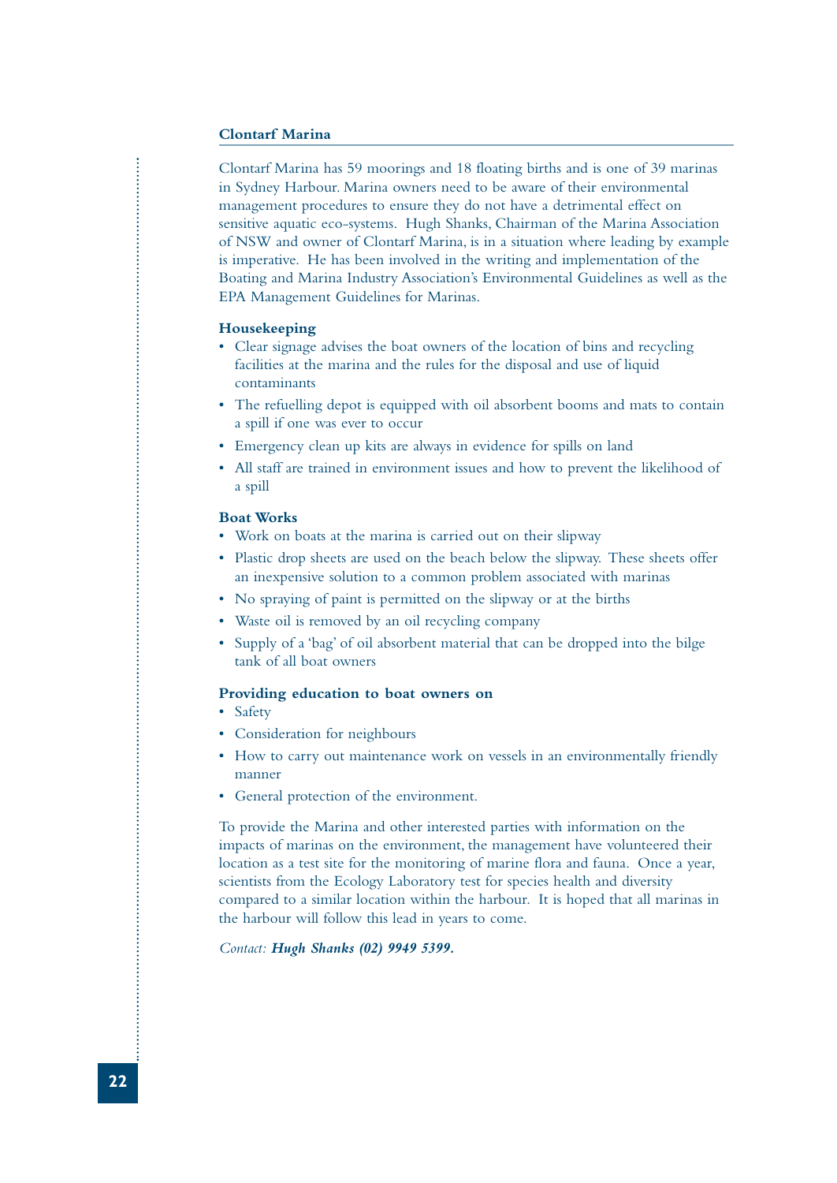## Clontarf Marina

Clontarf Marina has 59 moorings and 18 floating births and is one of 39 marinas in Sydney Harbour. Marina owners need to be aware of their environmental management procedures to ensure they do not have a detrimental effect on sensitive aquatic eco-systems. Hugh Shanks, Chairman of the Marina Association of NSW and owner of Clontarf Marina, is in a situation where leading by example is imperative. He has been involved in the writing and implementation of the Boating and Marina Industry Association's Environmental Guidelines as well as the EPA Management Guidelines for Marinas.

### Housekeeping

- Clear signage advises the boat owners of the location of bins and recycling facilities at the marina and the rules for the disposal and use of liquid contaminants
- The refuelling depot is equipped with oil absorbent booms and mats to contain a spill if one was ever to occur
- Emergency clean up kits are always in evidence for spills on land
- All staff are trained in environment issues and how to prevent the likelihood of a spill

### Boat Works

- Work on boats at the marina is carried out on their slipway
- Plastic drop sheets are used on the beach below the slipway. These sheets offer an inexpensive solution to a common problem associated with marinas
- No spraying of paint is permitted on the slipway or at the births
- Waste oil is removed by an oil recycling company
- Supply of a 'bag' of oil absorbent material that can be dropped into the bilge tank of all boat owners

### Providing education to boat owners on

- Safety
- Consideration for neighbours
- How to carry out maintenance work on vessels in an environmentally friendly manner
- General protection of the environment.

To provide the Marina and other interested parties with information on the impacts of marinas on the environment, the management have volunteered their location as a test site for the monitoring of marine flora and fauna. Once a year, scientists from the Ecology Laboratory test for species health and diversity compared to a similar location within the harbour. It is hoped that all marinas in the harbour will follow this lead in years to come.

*Contact:* ***Hugh Shanks (02) 9949 5399.***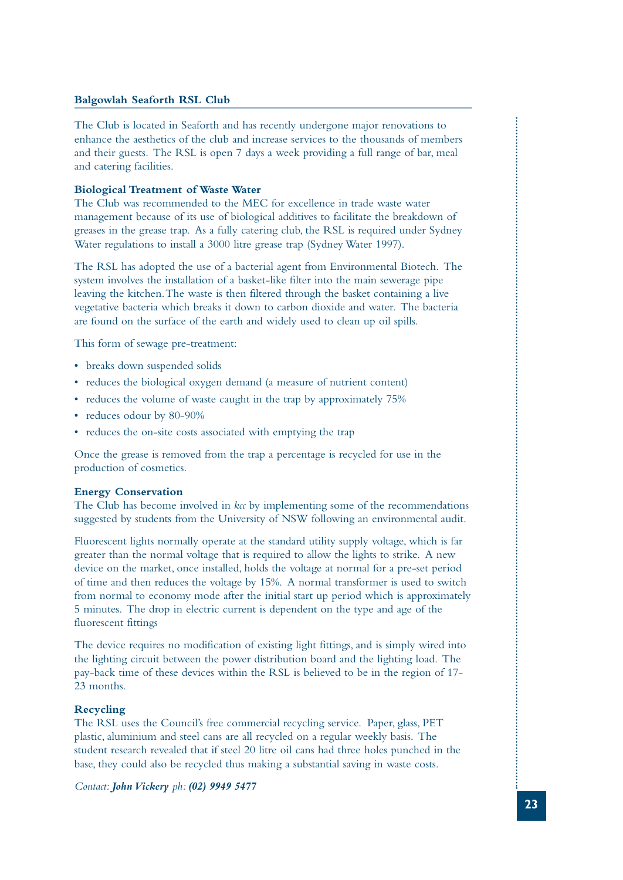## Balgowlah Seaforth RSL Club

The Club is located in Seaforth and has recently undergone major renovations to enhance the aesthetics of the club and increase services to the thousands of members and their guests. The RSL is open 7 days a week providing a full range of bar, meal and catering facilities.

### Biological Treatment of Waste Water

The Club was recommended to the MEC for excellence in trade waste water management because of its use of biological additives to facilitate the breakdown of greases in the grease trap. As a fully catering club, the RSL is required under Sydney Water regulations to install a 3000 litre grease trap (Sydney Water 1997).

The RSL has adopted the use of a bacterial agent from Environmental Biotech. The system involves the installation of a basket-like filter into the main sewerage pipe leaving the kitchen. The waste is then filtered through the basket containing a live vegetative bacteria which breaks it down to carbon dioxide and water. The bacteria are found on the surface of the earth and widely used to clean up oil spills.

This form of sewage pre-treatment:

- breaks down suspended solids
- reduces the biological oxygen demand (a measure of nutrient content)
- reduces the volume of waste caught in the trap by approximately 75%
- reduces odour by 80-90%
- reduces the on-site costs associated with emptying the trap

Once the grease is removed from the trap a percentage is recycled for use in the production of cosmetics.

### Energy Conservation

The Club has become involved in *kcc* by implementing some of the recommendations suggested by students from the University of NSW following an environmental audit.

Fluorescent lights normally operate at the standard utility supply voltage, which is far greater than the normal voltage that is required to allow the lights to strike. A new device on the market, once installed, holds the voltage at normal for a pre-set period of time and then reduces the voltage by 15%. A normal transformer is used to switch from normal to economy mode after the initial start up period which is approximately 5 minutes. The drop in electric current is dependent on the type and age of the fluorescent fittings

The device requires no modification of existing light fittings, and is simply wired into the lighting circuit between the power distribution board and the lighting load. The pay-back time of these devices within the RSL is believed to be in the region of 17-23 months.

### Recycling

The RSL uses the Council's free commercial recycling service. Paper, glass, PET plastic, aluminium and steel cans are all recycled on a regular weekly basis. The student research revealed that if steel 20 litre oil cans had three holes punched in the base, they could also be recycled thus making a substantial saving in waste costs.

*Contact:* ***John Vickery*** *ph:* ***(02) 9949 5477***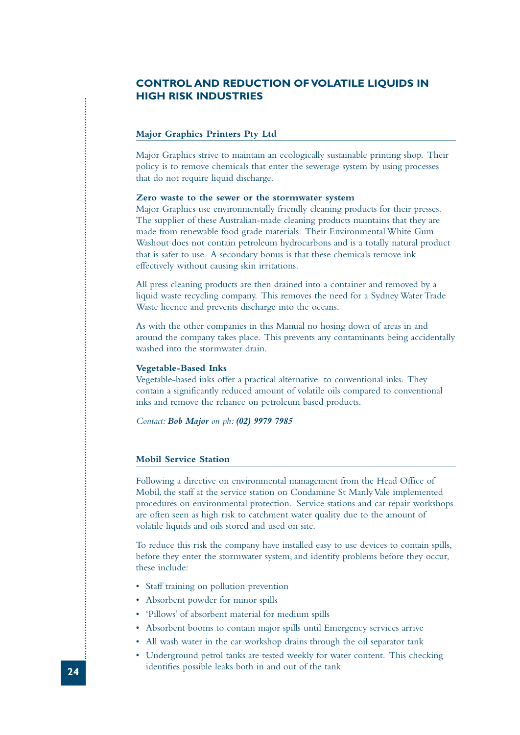## CONTROL AND REDUCTION OF VOLATILE LIQUIDS IN HIGH RISK INDUSTRIES

### Major Graphics Printers Pty Ltd

Major Graphics strive to maintain an ecologically sustainable printing shop. Their policy is to remove chemicals that enter the sewerage system by using processes that do not require liquid discharge.

**Zero waste to the sewer or the stormwater system**

Major Graphics use environmentally friendly cleaning products for their presses. The supplier of these Australian-made cleaning products maintains that they are made from renewable food grade materials. Their Environmental White Gum Washout does not contain petroleum hydrocarbons and is a totally natural product that is safer to use. A secondary bonus is that these chemicals remove ink effectively without causing skin irritations.

All press cleaning products are then drained into a container and removed by a liquid waste recycling company. This removes the need for a Sydney Water Trade Waste licence and prevents discharge into the oceans.

As with the other companies in this Manual no hosing down of areas in and around the company takes place. This prevents any contaminants being accidentally washed into the stormwater drain.

**Vegetable-Based Inks**

Vegetable-based inks offer a practical alternative to conventional inks. They contain a significantly reduced amount of volatile oils compared to conventional inks and remove the reliance on petroleum based products.

*Contact: **Bob Major** on ph: **(02) 9979 7985***

### Mobil Service Station

Following a directive on environmental management from the Head Office of Mobil, the staff at the service station on Condamine St Manly Vale implemented procedures on environmental protection. Service stations and car repair workshops are often seen as high risk to catchment water quality due to the amount of volatile liquids and oils stored and used on site.

To reduce this risk the company have installed easy to use devices to contain spills, before they enter the stormwater system, and identify problems before they occur, these include:

- Staff training on pollution prevention
- Absorbent powder for minor spills
- 'Pillows' of absorbent material for medium spills
- Absorbent booms to contain major spills until Emergency services arrive
- All wash water in the car workshop drains through the oil separator tank
- Underground petrol tanks are tested weekly for water content. This checking identifies possible leaks both in and out of the tank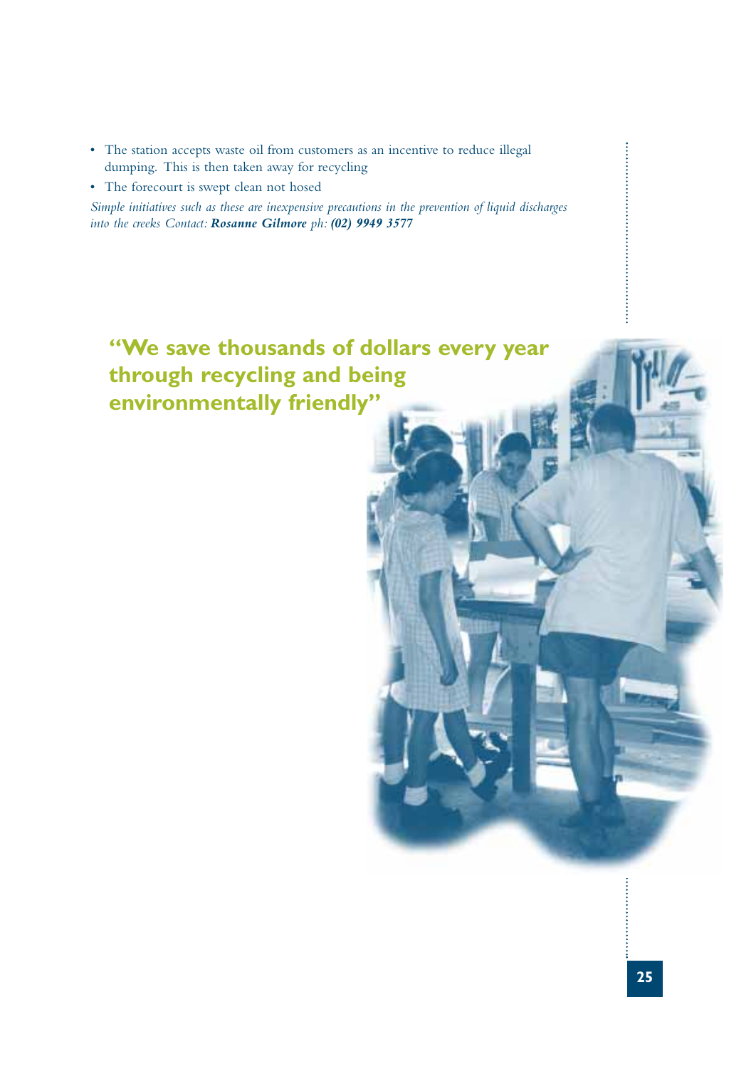- The station accepts waste oil from customers as an incentive to reduce illegal dumping. This is then taken away for recycling
- The forecourt is swept clean not hosed

*Simple initiatives such as these are inexpensive precautions in the prevention of liquid discharges into the creeks Contact:* ***Rosanne Gilmore*** *ph:* ***(02) 9949 3577***

## "We save thousands of dollars every year through recycling and being environmentally friendly"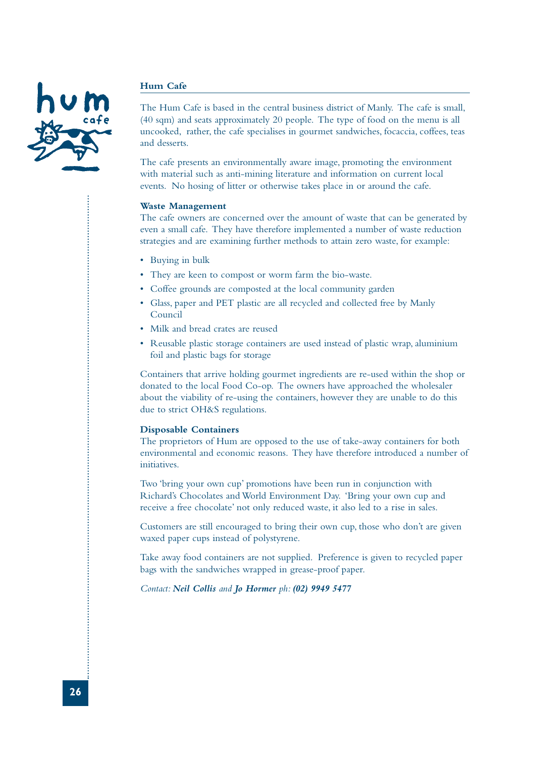## Hum Cafe

The Hum Cafe is based in the central business district of Manly. The cafe is small, (40 sqm) and seats approximately 20 people. The type of food on the menu is all uncooked, rather, the cafe specialises in gourmet sandwiches, focaccia, coffees, teas and desserts.

The cafe presents an environmentally aware image, promoting the environment with material such as anti-mining literature and information on current local events. No hosing of litter or otherwise takes place in or around the cafe.

### Waste Management

The cafe owners are concerned over the amount of waste that can be generated by even a small cafe. They have therefore implemented a number of waste reduction strategies and are examining further methods to attain zero waste, for example:

- Buying in bulk
- They are keen to compost or worm farm the bio-waste.
- Coffee grounds are composted at the local community garden
- Glass, paper and PET plastic are all recycled and collected free by Manly Council
- Milk and bread crates are reused
- Reusable plastic storage containers are used instead of plastic wrap, aluminium foil and plastic bags for storage

Containers that arrive holding gourmet ingredients are re-used within the shop or donated to the local Food Co-op. The owners have approached the wholesaler about the viability of re-using the containers, however they are unable to do this due to strict OH&S regulations.

### Disposable Containers

The proprietors of Hum are opposed to the use of take-away containers for both environmental and economic reasons. They have therefore introduced a number of initiatives.

Two 'bring your own cup' promotions have been run in conjunction with Richard's Chocolates and World Environment Day. 'Bring your own cup and receive a free chocolate' not only reduced waste, it also led to a rise in sales.

Customers are still encouraged to bring their own cup, those who don't are given waxed paper cups instead of polystyrene.

Take away food containers are not supplied. Preference is given to recycled paper bags with the sandwiches wrapped in grease-proof paper.

*Contact:* ***Neil Collis*** *and* ***Jo Hormer*** *ph:* ***(02) 9949 5477***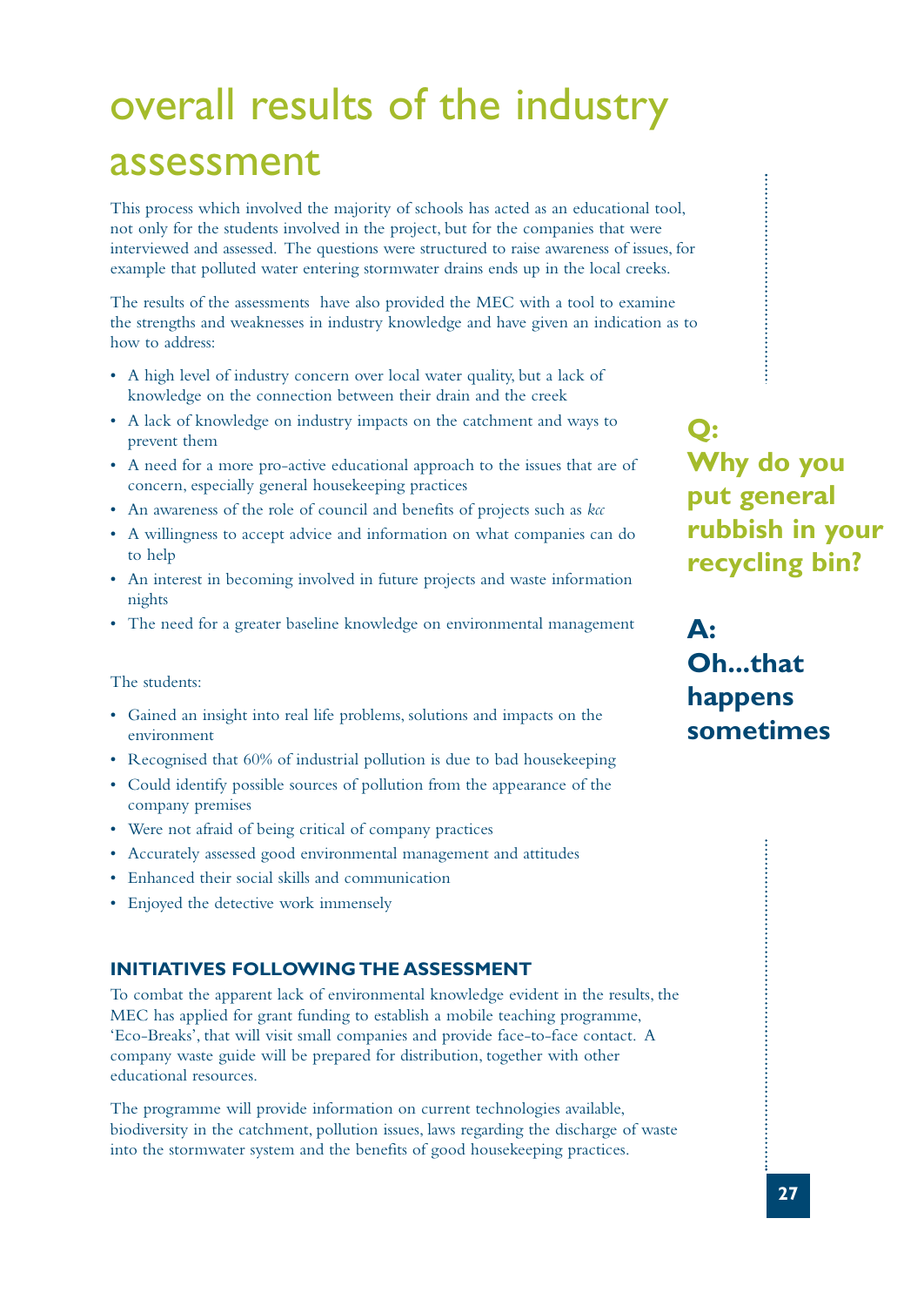# overall results of the industry assessment

This process which involved the majority of schools has acted as an educational tool, not only for the students involved in the project, but for the companies that were interviewed and assessed. The questions were structured to raise awareness of issues, for example that polluted water entering stormwater drains ends up in the local creeks.

The results of the assessments have also provided the MEC with a tool to examine the strengths and weaknesses in industry knowledge and have given an indication as to how to address:

- A high level of industry concern over local water quality, but a lack of knowledge on the connection between their drain and the creek
- A lack of knowledge on industry impacts on the catchment and ways to prevent them
- A need for a more pro-active educational approach to the issues that are of concern, especially general housekeeping practices
- An awareness of the role of council and benefits of projects such as *kcc*
- A willingness to accept advice and information on what companies can do to help
- An interest in becoming involved in future projects and waste information nights
- The need for a greater baseline knowledge on environmental management

The students:

- Gained an insight into real life problems, solutions and impacts on the environment
- Recognised that 60% of industrial pollution is due to bad housekeeping
- Could identify possible sources of pollution from the appearance of the company premises
- Were not afraid of being critical of company practices
- Accurately assessed good environmental management and attitudes
- Enhanced their social skills and communication
- Enjoyed the detective work immensely

**Q: Why do you put general rubbish in your recycling bin?**

**A: Oh...that happens sometimes**

### INITIATIVES FOLLOWING THE ASSESSMENT

To combat the apparent lack of environmental knowledge evident in the results, the MEC has applied for grant funding to establish a mobile teaching programme, 'Eco-Breaks', that will visit small companies and provide face-to-face contact. A company waste guide will be prepared for distribution, together with other educational resources.

The programme will provide information on current technologies available, biodiversity in the catchment, pollution issues, laws regarding the discharge of waste into the stormwater system and the benefits of good housekeeping practices.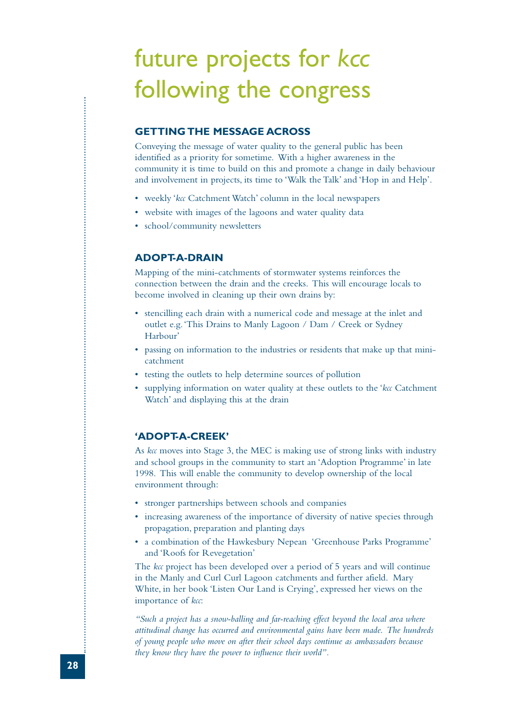# future projects for *kcc* following the congress

## GETTING THE MESSAGE ACROSS

Conveying the message of water quality to the general public has been identified as a priority for sometime. With a higher awareness in the community it is time to build on this and promote a change in daily behaviour and involvement in projects, its time to 'Walk the Talk' and 'Hop in and Help'.

- weekly '*kcc* Catchment Watch' column in the local newspapers
- website with images of the lagoons and water quality data
- school/community newsletters

## ADOPT-A-DRAIN

Mapping of the mini-catchments of stormwater systems reinforces the connection between the drain and the creeks. This will encourage locals to become involved in cleaning up their own drains by:

- stencilling each drain with a numerical code and message at the inlet and outlet e.g. 'This Drains to Manly Lagoon / Dam / Creek or Sydney Harbour'
- passing on information to the industries or residents that make up that mini-catchment
- testing the outlets to help determine sources of pollution
- supplying information on water quality at these outlets to the '*kcc* Catchment Watch' and displaying this at the drain

## 'ADOPT-A-CREEK'

As *kcc* moves into Stage 3, the MEC is making use of strong links with industry and school groups in the community to start an 'Adoption Programme' in late 1998. This will enable the community to develop ownership of the local environment through:

- stronger partnerships between schools and companies
- increasing awareness of the importance of diversity of native species through propagation, preparation and planting days
- a combination of the Hawkesbury Nepean 'Greenhouse Parks Programme' and 'Roofs for Revegetation'

The *kcc* project has been developed over a period of 5 years and will continue in the Manly and Curl Curl Lagoon catchments and further afield. Mary White, in her book 'Listen Our Land is Crying', expressed her views on the importance of *kcc*:

*"Such a project has a snow-balling and far-reaching effect beyond the local area where attitudinal change has occurred and environmental gains have been made. The hundreds of young people who move on after their school days continue as ambassadors because they know they have the power to influence their world".*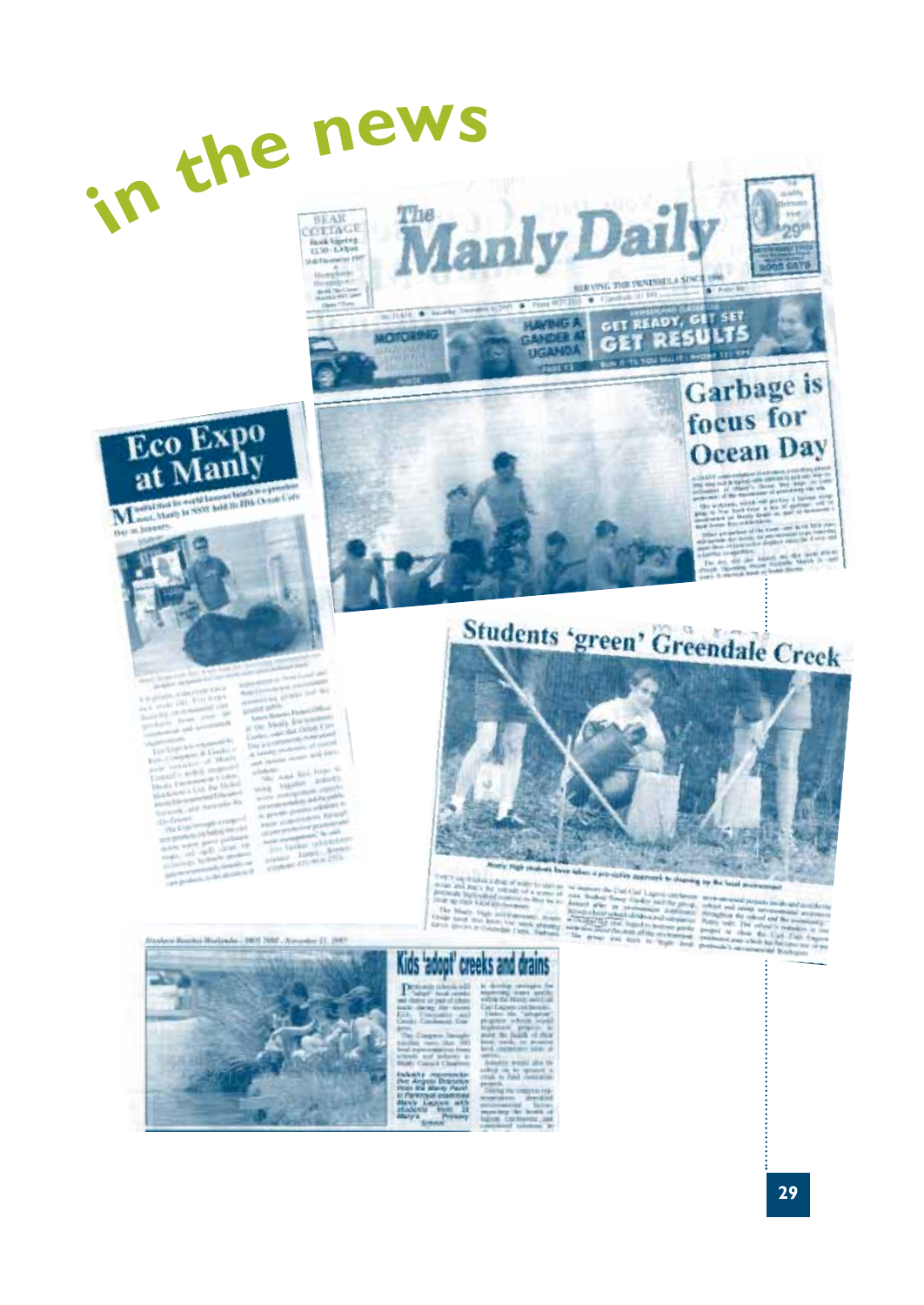# in the news

## The Manly Daily

## Garbage is focus for Ocean Day

## Eco Expo at Manly

## Students 'green' Greendale Creek

## Kids 'adopt' creeks and drains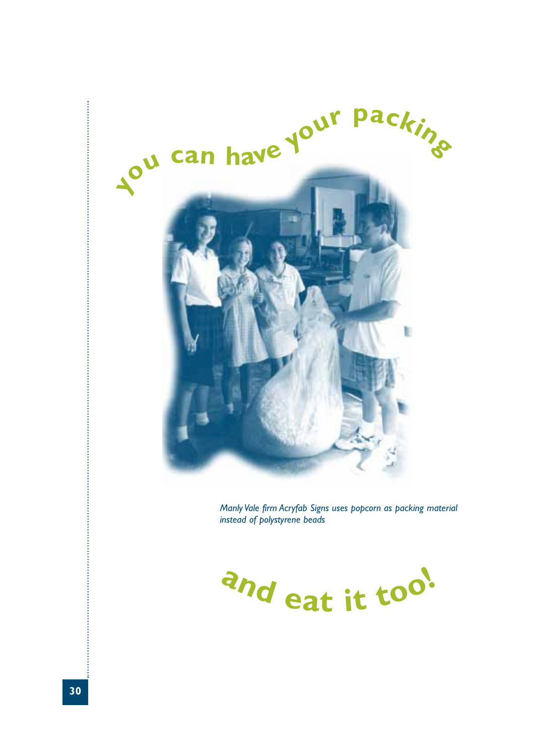# you can have your packing

*Manly Vale firm Acryfab Signs uses popcorn as packing material instead of polystyrene beads*

# and eat it too!